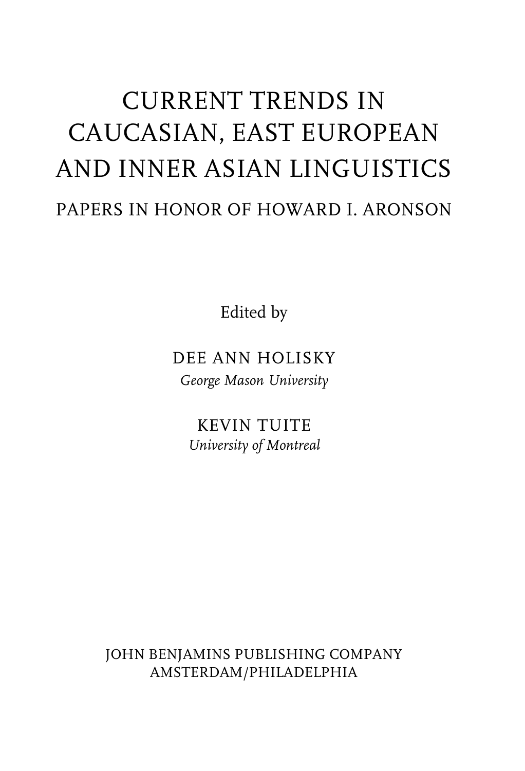# CURRENT TRENDS IN CAUCASIAN, EAST EUROPEAN AND INNER ASIAN LINGUISTICS

## PAPERS IN HONOR OF HOWARD I. ARONSON

Edited by

DEE ANN HOLISKY
*George Mason University*

KEVIN TUITE
*University of Montreal*

JOHN BENJAMINS PUBLISHING COMPANY
AMSTERDAM/PHILADELPHIA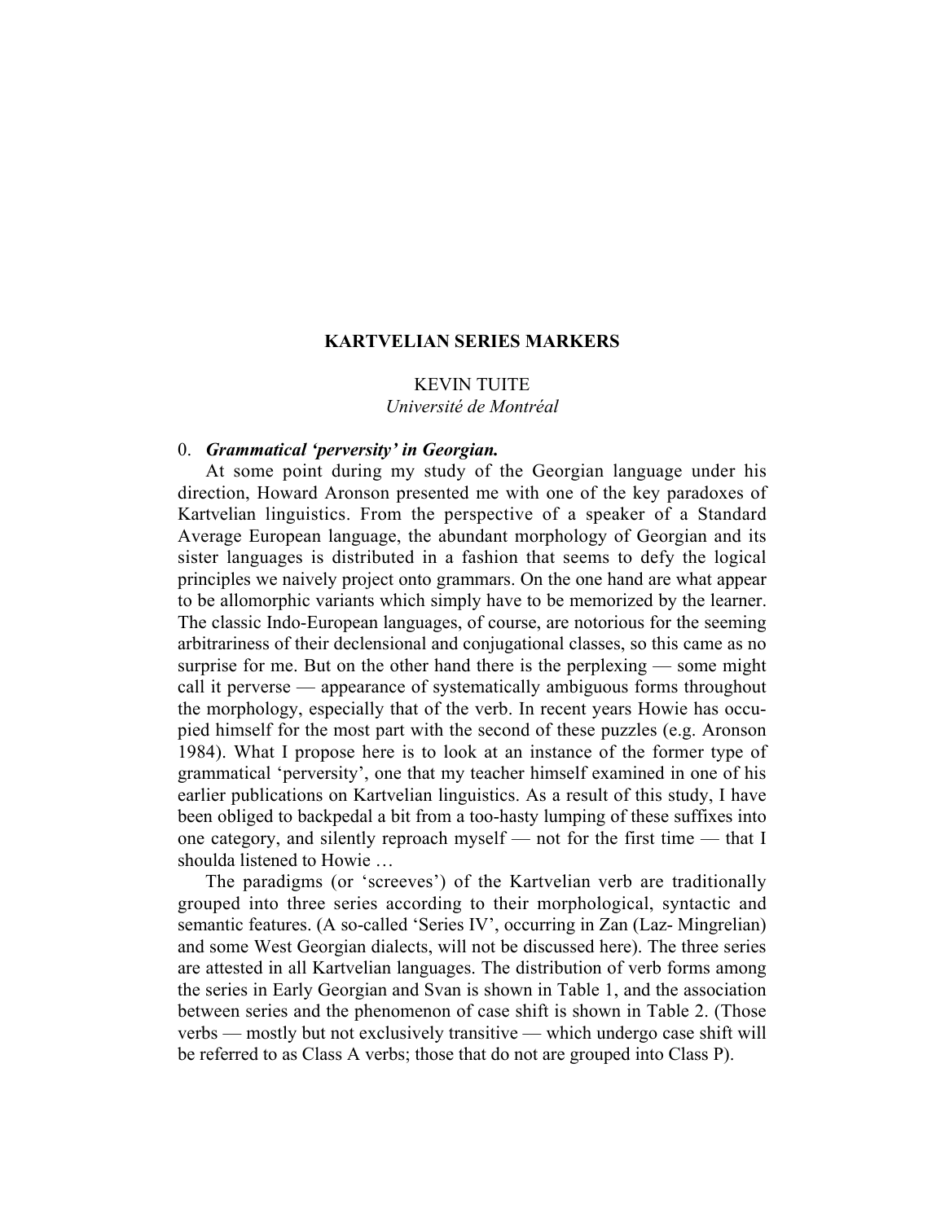# KARTVELIAN SERIES MARKERS

KEVIN TUITE
*Université de Montréal*

## 0. *Grammatical 'perversity' in Georgian.*

At some point during my study of the Georgian language under his direction, Howard Aronson presented me with one of the key paradoxes of Kartvelian linguistics. From the perspective of a speaker of a Standard Average European language, the abundant morphology of Georgian and its sister languages is distributed in a fashion that seems to defy the logical principles we naively project onto grammars. On the one hand are what appear to be allomorphic variants which simply have to be memorized by the learner. The classic Indo-European languages, of course, are notorious for the seeming arbitrariness of their declensional and conjugational classes, so this came as no surprise for me. But on the other hand there is the perplexing — some might call it perverse — appearance of systematically ambiguous forms throughout the morphology, especially that of the verb. In recent years Howie has occupied himself for the most part with the second of these puzzles (e.g. Aronson 1984). What I propose here is to look at an instance of the former type of grammatical 'perversity', one that my teacher himself examined in one of his earlier publications on Kartvelian linguistics. As a result of this study, I have been obliged to backpedal a bit from a too-hasty lumping of these suffixes into one category, and silently reproach myself — not for the first time — that I shoulda listened to Howie …

The paradigms (or 'screeves') of the Kartvelian verb are traditionally grouped into three series according to their morphological, syntactic and semantic features. (A so-called 'Series IV', occurring in Zan (Laz- Mingrelian) and some West Georgian dialects, will not be discussed here). The three series are attested in all Kartvelian languages. The distribution of verb forms among the series in Early Georgian and Svan is shown in Table 1, and the association between series and the phenomenon of case shift is shown in Table 2. (Those verbs — mostly but not exclusively transitive — which undergo case shift will be referred to as Class A verbs; those that do not are grouped into Class P).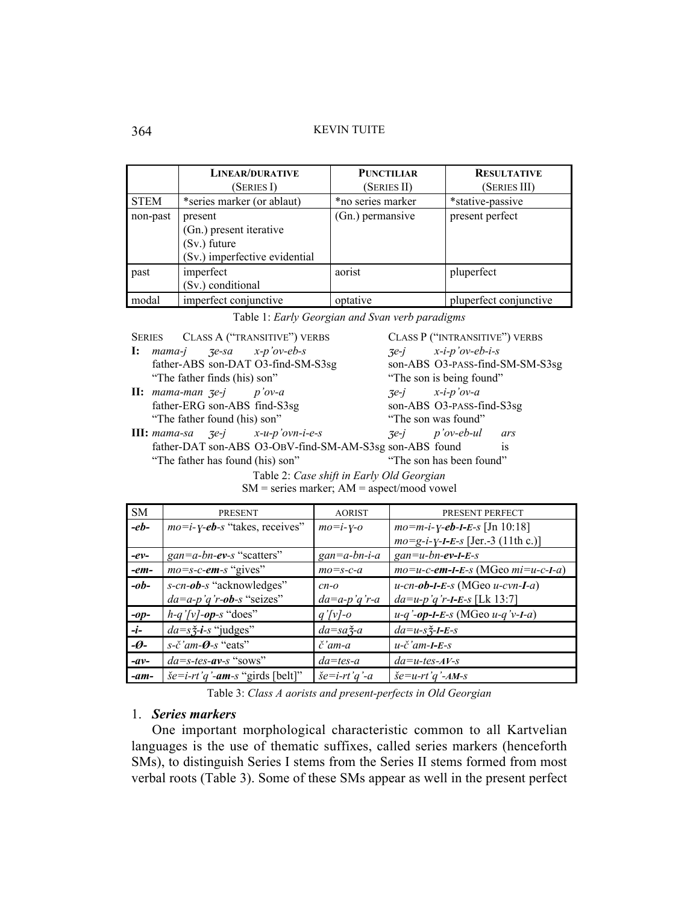|  | LINEAR/DURATIVE (SERIES I) | PUNCTILIAR (SERIES II) | RESULTATIVE (SERIES III) |
|---|---|---|---|
| STEM | *series marker (or ablaut) | *no series marker | *stative-passive |
| non-past | present<br>(Gn.) present iterative<br>(Sv.) future<br>(Sv.) imperfective evidential | (Gn.) permansive | present perfect |
| past | imperfect<br>(Sv.) conditional | aorist | pluperfect |
| modal | imperfect conjunctive | optative | pluperfect conjunctive |

Table 1: *Early Georgian and Svan verb paradigms*

| SERIES | CLASS A ("TRANSITIVE") VERBS | CLASS P ("INTRANSITIVE") VERBS |
|---|---|---|
| **I:** | *mama-j ʒe-sa x-p'ov-eb-s*<br>father-ABS son-DAT O3-find-SM-S3sg<br>"The father finds (his) son" | *ʒe-j x-i-p'ov-eb-i-s*<br>son-ABS O3-PASS-find-SM-SM-S3sg<br>"The son is being found" |
| **II:** | *mama-man ʒe-j p'ov-a*<br>father-ERG son-ABS find-S3sg<br>"The father found (his) son" | *ʒe-j x-i-p'ov-a*<br>son-ABS O3-PASS-find-S3sg<br>"The son was found" |
| **III:** | *mama-sa ʒe-j x-u-p'ovn-i-e-s*<br>father-DAT son-ABS O3-OBV-find-SM-AM-S3sg<br>"The father has found (his) son" | *ʒe-j p'ov-eb-ul ars*<br>son-ABS found is<br>"The son has been found" |

Table 2: *Case shift in Early Old Georgian*
SM = series marker; AM = aspect/mood vowel

| SM | PRESENT | AORIST | PRESENT PERFECT |
|---|---|---|---|
| ***-eb-*** | *mo=i-ɣ-**eb**-s* "takes, receives" | *mo=i-ɣ-o* | *mo=m-i-ɣ-**eb-I-E**-s* [Jn 10:18]<br>*mo=g-i-ɣ-**I-E**-s* [Jer.-3 (11th c.)] |
| ***-ev-*** | *gan=a-bn-**ev**-s* "scatters" | *gan=a-bn-i-a* | *gan=u-bn-**ev-I-E**-s* |
| ***-em-*** | *mo=s-c-**em**-s* "gives" | *mo=s-c-a* | *mo=u-c-**em-I-E**-s* (MGeo *mi=u-c-**I**-a*) |
| ***-ob-*** | *s-cn-**ob**-s* "acknowledges"<br>*da=a-p'q'r-**ob**-s* "seizes" | *cn-o*<br>*da=a-p'q'r-a* | *u-cn-**ob-I-E**-s* (MGeo *u-cvn-**I**-a*)<br>*da=u-p'q'r-**I-E**-s* [Lk 13:7] |
| ***-op-*** | *h-q'[v]-**op**-s* "does" | *q'[v]-o* | *u-q'-**op-I-E**-s* (MGeo *u-q'v-**I**-a*) |
| ***-i-*** | *da=sǯ-**i**-s* "judges" | *da=saǯ-a* | *da=u-sǯ-**I-E**-s* |
| ***-Ø-*** | *s-č'am-**Ø**-s* "eats" | *č'am-a* | *u-č'am-**I-E**-s* |
| ***-av-*** | *da=s-tes-**av**-s* "sows" | *da=tes-a* | *da=u-tes-**AV**-s* |
| ***-am-*** | *še=i-rt'q'-**am**-s* "girds [belt]" | *še=i-rt'q'-a* | *še=u-rt'q'-**AM**-s* |

Table 3: *Class A aorists and present-perfects in Old Georgian*

## 1. *Series markers*

One important morphological characteristic common to all Kartvelian languages is the use of thematic suffixes, called series markers (henceforth SMs), to distinguish Series I stems from the Series II stems formed from most verbal roots (Table 3). Some of these SMs appear as well in the present perfect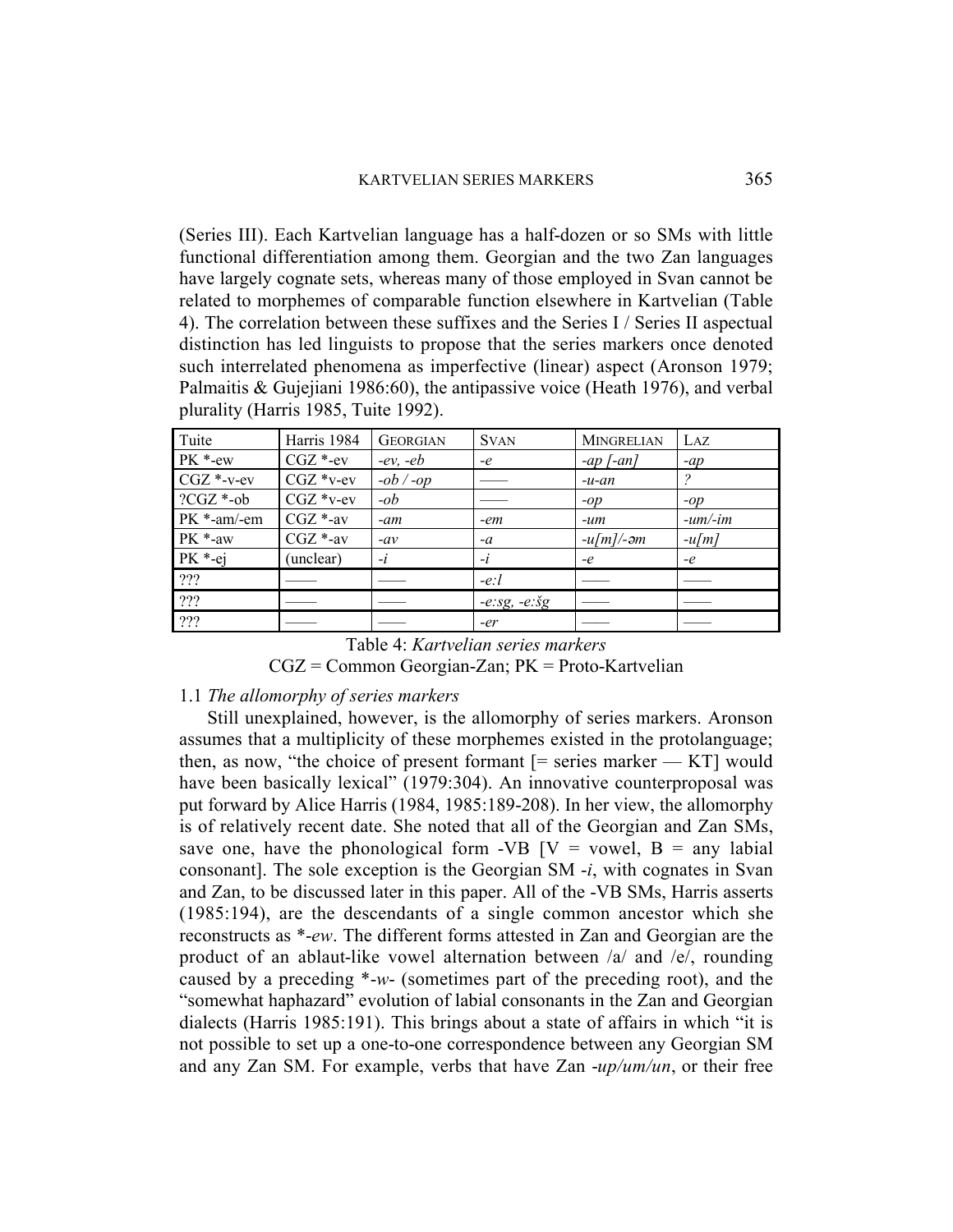(Series III). Each Kartvelian language has a half-dozen or so SMs with little functional differentiation among them. Georgian and the two Zan languages have largely cognate sets, whereas many of those employed in Svan cannot be related to morphemes of comparable function elsewhere in Kartvelian (Table 4). The correlation between these suffixes and the Series I / Series II aspectual distinction has led linguists to propose that the series markers once denoted such interrelated phenomena as imperfective (linear) aspect (Aronson 1979; Palmaitis & Gujejiani 1986:60), the antipassive voice (Heath 1976), and verbal plurality (Harris 1985, Tuite 1992).

| Tuite | Harris 1984 | Georgian | Svan | Mingrelian | Laz |
|---|---|---|---|---|---|
| PK *-ew | CGZ *-ev | *-ev, -eb* | *-e* | *-ap [-an]* | *-ap* |
| CGZ *-v-ev | CGZ *v-ev | *-ob / -op* | —— | *-u-an* | *?* |
| ?CGZ *-ob | CGZ *v-ev | *-ob* | —— | *-op* | *-op* |
| PK *-am/-em | CGZ *-av | *-am* | *-em* | *-um* | *-um/-im* |
| PK *-aw | CGZ *-av | *-av* | *-a* | *-u[m]/-əm* | *-u[m]* |
| PK *-ej | (unclear) | *-i* | *-i* | *-e* | *-e* |
| ??? | —— | —— | *-e:l* | —— | —— |
| ??? | —— | —— | *-e:sg, -e:šg* | —— | —— |
| ??? | —— | —— | *-er* | —— | —— |

Table 4: *Kartvelian series markers*
CGZ = Common Georgian-Zan; PK = Proto-Kartvelian

### 1.1 *The allomorphy of series markers*

Still unexplained, however, is the allomorphy of series markers. Aronson assumes that a multiplicity of these morphemes existed in the protolanguage; then, as now, "the choice of present formant [= series marker — KT] would have been basically lexical" (1979:304). An innovative counterproposal was put forward by Alice Harris (1984, 1985:189-208). In her view, the allomorphy is of relatively recent date. She noted that all of the Georgian and Zan SMs, save one, have the phonological form -VB [V = vowel, B = any labial consonant]. The sole exception is the Georgian SM *-i*, with cognates in Svan and Zan, to be discussed later in this paper. All of the -VB SMs, Harris asserts (1985:194), are the descendants of a single common ancestor which she reconstructs as *\*-ew*. The different forms attested in Zan and Georgian are the product of an ablaut-like vowel alternation between /a/ and /e/, rounding caused by a preceding \*-*w*- (sometimes part of the preceding root), and the "somewhat haphazard" evolution of labial consonants in the Zan and Georgian dialects (Harris 1985:191). This brings about a state of affairs in which "it is not possible to set up a one-to-one correspondence between any Georgian SM and any Zan SM. For example, verbs that have Zan *-up/um/un*, or their free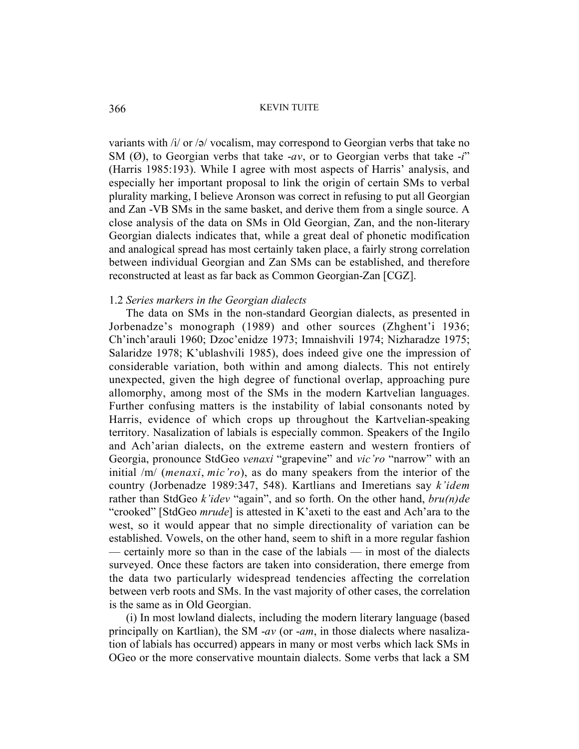variants with /i/ or /ə/ vocalism, may correspond to Georgian verbs that take no SM (Ø), to Georgian verbs that take -*av*, or to Georgian verbs that take -*i*" (Harris 1985:193). While I agree with most aspects of Harris' analysis, and especially her important proposal to link the origin of certain SMs to verbal plurality marking, I believe Aronson was correct in refusing to put all Georgian and Zan -VB SMs in the same basket, and derive them from a single source. A close analysis of the data on SMs in Old Georgian, Zan, and the non-literary Georgian dialects indicates that, while a great deal of phonetic modification and analogical spread has most certainly taken place, a fairly strong correlation between individual Georgian and Zan SMs can be established, and therefore reconstructed at least as far back as Common Georgian-Zan [CGZ].

### 1.2 *Series markers in the Georgian dialects*

The data on SMs in the non-standard Georgian dialects, as presented in Jorbenadze's monograph (1989) and other sources (Zhghent'i 1936; Ch'inch'arauli 1960; Dzoc'enidze 1973; Imnaishvili 1974; Nizharadze 1975; Salaridze 1978; K'ublashvili 1985), does indeed give one the impression of considerable variation, both within and among dialects. This not entirely unexpected, given the high degree of functional overlap, approaching pure allomorphy, among most of the SMs in the modern Kartvelian languages. Further confusing matters is the instability of labial consonants noted by Harris, evidence of which crops up throughout the Kartvelian-speaking territory. Nasalization of labials is especially common. Speakers of the Ingilo and Ach'arian dialects, on the extreme eastern and western frontiers of Georgia, pronounce StdGeo *venaxi* "grapevine" and *vic'ro* "narrow" with an initial /m/ (*menaxi*, *mic'ro*), as do many speakers from the interior of the country (Jorbenadze 1989:347, 548). Kartlians and Imeretians say *k'idem* rather than StdGeo *k'idev* "again", and so forth. On the other hand, *bru(n)de* "crooked" [StdGeo *mrude*] is attested in K'axeti to the east and Ach'ara to the west, so it would appear that no simple directionality of variation can be established. Vowels, on the other hand, seem to shift in a more regular fashion — certainly more so than in the case of the labials — in most of the dialects surveyed. Once these factors are taken into consideration, there emerge from the data two particularly widespread tendencies affecting the correlation between verb roots and SMs. In the vast majority of other cases, the correlation is the same as in Old Georgian.

(i) In most lowland dialects, including the modern literary language (based principally on Kartlian), the SM -*av* (or -*am*, in those dialects where nasalization of labials has occurred) appears in many or most verbs which lack SMs in OGeo or the more conservative mountain dialects. Some verbs that lack a SM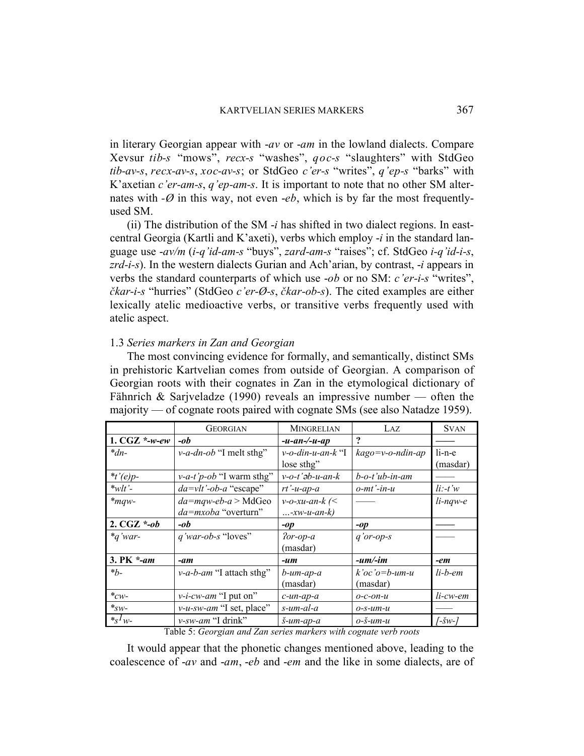in literary Georgian appear with *-av* or *-am* in the lowland dialects. Compare Xevsur *tib-s* "mows", *recx-s* "washes", *qoc-s* "slaughters" with StdGeo *tib-av-s*, *recx-av-s*, *xoc-av-s*; or StdGeo *c'er-s* "writes", *q'ep-s* "barks" with K'axetian *c'er-am-s*, *q'ep-am-s*. It is important to note that no other SM alternates with *-Ø* in this way, not even *-eb*, which is by far the most frequently-used SM.

(ii) The distribution of the SM *-i* has shifted in two dialect regions. In east-central Georgia (Kartli and K'axeti), verbs which employ *-i* in the standard language use *-av/m* (*i-q'id-am-s* "buys", *zard-am-s* "raises"; cf. StdGeo *i-q'id-i-s*, *zrd-i-s*). In the western dialects Gurian and Ach'arian, by contrast, *-i* appears in verbs the standard counterparts of which use *-ob* or no SM: *c'er-i-s* "writes", *čkar-i-s* "hurries" (StdGeo *c'er-Ø-s*, *čkar-ob-s*). The cited examples are either lexically atelic medioactive verbs, or transitive verbs frequently used with atelic aspect.

### 1.3 *Series markers in Zan and Georgian*

The most convincing evidence for formally, and semantically, distinct SMs in prehistoric Kartvelian comes from outside of Georgian. A comparison of Georgian roots with their cognates in Zan in the etymological dictionary of Fähnrich & Sarjveladze (1990) reveals an impressive number — often the majority — of cognate roots paired with cognate SMs (see also Natadze 1959).

| | GEORGIAN | MINGRELIAN | LAZ | SVAN |
|---|---|---|---|---|
| **1. CGZ *\*-w-ew*** | ***-ob*** | ***-u-an-/-u-ap*** | **?** | —— |
| *\*dn-* | *v-a-dn-ob* "I melt sthg" | *v-o-din-u-an-k* "I lose sthg" | *kago=v-o-ndin-ap* | li-n-e (masdar) |
| *\*t'(e)p-* | *v-a-t'p-ob* "I warm sthg" | *v-o-t'ǝb-u-an-k* | *b-o-t'ub-in-am* | —— |
| *\*wlt'-* | *da=vlt'-ob-a* "escape" | *rt'-u-ap-a* | *o-mt'-in-u* | *li:-t'w* |
| *\*mqw-* | *da=mqw-eb-a* > MdGeo *da=mxoba* "overturn" | *v-o-xu-an-k* (< *…-xw-u-an-k*) | —— | *li-nqw-e* |
| **2. CGZ *\*-ob*** | ***-ob*** | ***-op*** | ***-op*** | —— |
| *\*q'war-* | *q'war-ob-s* "loves" | *ʔor-op-a* (masdar) | *q'or-op-s* | —— |
| **3. PK *\*-am*** | ***-am*** | ***-um*** | ***-um/-im*** | ***-em*** |
| *\*b-* | *v-a-b-am* "I attach sthg" | *b-um-ap-a* (masdar) | *k'oc'o=b-um-u* (masdar) | *li-b-em* |
| *\*cw-* | *v-i-cw-am* "I put on" | *c-un-ap-a* | *o-c-on-u* | *li-cw-em* |
| *\*sw-* | *v-u-sw-am* "I set, place" | *s-um-al-a* | *o-s-um-u* | —— |
| *\*s$^1$w-* | *v-sw-am* "I drink" | *š-um-ap-a* | *o-š-um-u* | *[-šw-]* |

Table 5: *Georgian and Zan series markers with cognate verb roots*

It would appear that the phonetic changes mentioned above, leading to the coalescence of *-av* and *-am*, *-eb* and *-em* and the like in some dialects, are of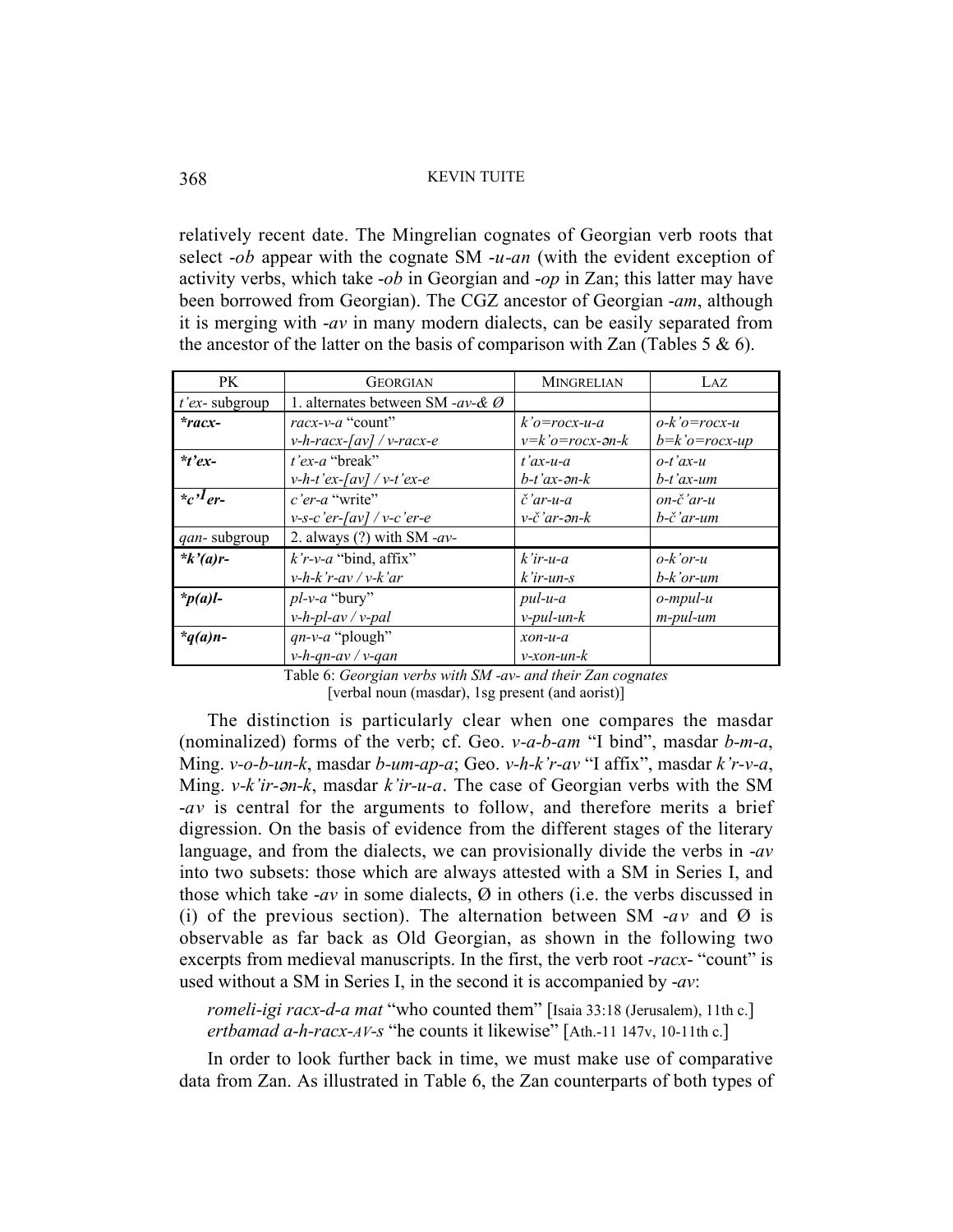relatively recent date. The Mingrelian cognates of Georgian verb roots that select *-ob* appear with the cognate SM *-u-an* (with the evident exception of activity verbs, which take *-ob* in Georgian and *-op* in Zan; this latter may have been borrowed from Georgian). The CGZ ancestor of Georgian *-am*, although it is merging with *-av* in many modern dialects, can be easily separated from the ancestor of the latter on the basis of comparison with Zan (Tables 5 & 6).

| PK | GEORGIAN | MINGRELIAN | LAZ |
|---|---|---|---|
| *t'ex-* subgroup | 1. alternates between SM *-av-* & Ø | | |
| ***racx-** | *racx-v-a* "count"<br>*v-h-racx-[av] / v-racx-e* | *k'o=rocx-u-a*<br>*v=k'o=rocx-ən-k* | *o-k'o=rocx-u*<br>*b=k'o=rocx-up* |
| ***t'ex-** | *t'ex-a* "break"<br>*v-h-t'ex-[av] / v-t'ex-e* | *t'ax-u-a*<br>*b-t'ax-ən-k* | *o-t'ax-u*<br>*b-t'ax-um* |
| ***c'[1]er-** | *c'er-a* "write"<br>*v-s-c'er-[av] / v-c'er-e* | *č'ar-u-a*<br>*v-č'ar-ən-k* | *on-č'ar-u*<br>*b-č'ar-um* |
| *qan-* subgroup | 2. always (?) with SM *-av-* | | |
| ***k'(a)r-** | *k'r-v-a* "bind, affix"<br>*v-h-k'r-av / v-k'ar* | *k'ir-u-a*<br>*k'ir-un-s* | *o-k'or-u*<br>*b-k'or-um* |
| ***p(a)l-** | *pl-v-a* "bury"<br>*v-h-pl-av / v-pal* | *pul-u-a*<br>*v-pul-un-k* | *o-mpul-u*<br>*m-pul-um* |
| ***q(a)n-** | *qn-v-a* "plough"<br>*v-h-qn-av / v-qan* | *xon-u-a*<br>*v-xon-un-k* | |

Table 6: *Georgian verbs with SM -av- and their Zan cognates*
[verbal noun (masdar), 1sg present (and aorist)]

The distinction is particularly clear when one compares the masdar (nominalized) forms of the verb; cf. Geo. *v-a-b-am* "I bind", masdar *b-m-a*, Ming. *v-o-b-un-k*, masdar *b-um-ap-a*; Geo. *v-h-k'r-av* "I affix", masdar *k'r-v-a*, Ming. *v-k'ir-ən-k*, masdar *k'ir-u-a*. The case of Georgian verbs with the SM *-av* is central for the arguments to follow, and therefore merits a brief digression. On the basis of evidence from the different stages of the literary language, and from the dialects, we can provisionally divide the verbs in *-av* into two subsets: those which are always attested with a SM in Series I, and those which take *-av* in some dialects, Ø in others (i.e. the verbs discussed in (i) of the previous section). The alternation between SM *-av* and Ø is observable as far back as Old Georgian, as shown in the following two excerpts from medieval manuscripts. In the first, the verb root *-racx-* "count" is used without a SM in Series I, in the second it is accompanied by *-av*:

*romeli-igi racx-d-a mat* "who counted them" [Isaia 33:18 (Jerusalem), 11th c.]
*ertbamad a-h-racx-AV-s* "he counts it likewise" [Ath.-11 147v, 10-11th c.]

In order to look further back in time, we must make use of comparative data from Zan. As illustrated in Table 6, the Zan counterparts of both types of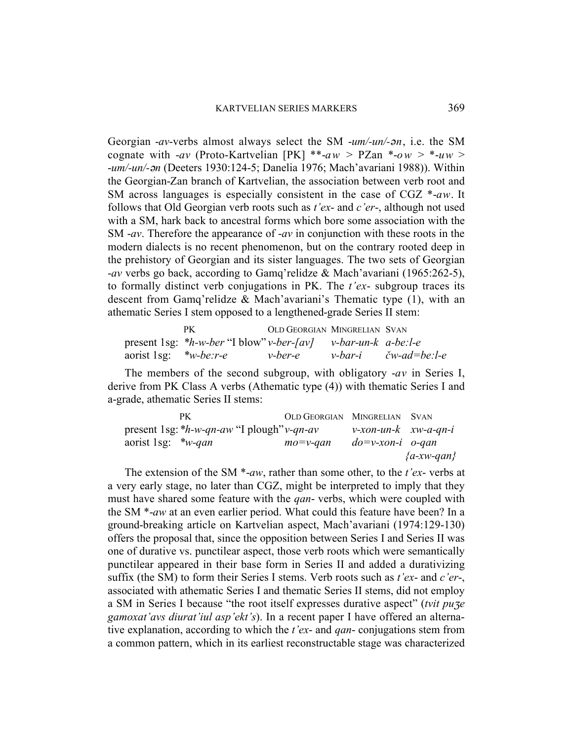Georgian *-av*-verbs almost always select the SM *-um/-un/-ən*, i.e. the SM cognate with *-av* (Proto-Kartvelian [PK] \*\**-aw* > PZan \**-ow* > \**-uw* > *-um/-un/-ən* (Deeters 1930:124-5; Danelia 1976; Mach'avariani 1988)). Within the Georgian-Zan branch of Kartvelian, the association between verb root and SM across languages is especially consistent in the case of CGZ \**-aw*. It follows that Old Georgian verb roots such as *t'ex-* and *c'er-*, although not used with a SM, hark back to ancestral forms which bore some association with the SM *-av*. Therefore the appearance of *-av* in conjunction with these roots in the modern dialects is no recent phenomenon, but on the contrary rooted deep in the prehistory of Georgian and its sister languages. The two sets of Georgian *-av* verbs go back, according to Gamq'relidze & Mach'avariani (1965:262-5), to formally distinct verb conjugations in PK. The *t'ex-* subgroup traces its descent from Gamq'relidze & Mach'avariani's Thematic type (1), with an athematic Series I stem opposed to a lengthened-grade Series II stem:

| | PK | Old Georgian | Mingrelian | Svan |
|---|---|---|---|---|
| present 1sg: | \**h-w-ber* "I blow" | *v-ber-[av]* | *v-bar-un-k* | *a-be:l-e* |
| aorist 1sg: | \**w-be:r-e* | *v-ber-e* | *v-bar-i* | *čw-ad=be:l-e* |

The members of the second subgroup, with obligatory *-av* in Series I, derive from PK Class A verbs (Athematic type (4)) with thematic Series I and a-grade, athematic Series II stems:

| | PK | Old Georgian | Mingrelian | Svan |
|---|---|---|---|---|
| present 1sg: | \**h-w-qn-aw* "I plough" | *v-qn-av* | *v-xon-un-k* | *xw-a-qn-i* |
| aorist 1sg: | \**w-qan* | *mo=v-qan* | *do=v-xon-i* | *o-qan* {*a-xw-qan*} |

The extension of the SM \**-aw*, rather than some other, to the *t'ex-* verbs at a very early stage, no later than CGZ, might be interpreted to imply that they must have shared some feature with the *qan-* verbs, which were coupled with the SM \**-aw* at an even earlier period. What could this feature have been? In a ground-breaking article on Kartvelian aspect, Mach'avariani (1974:129-130) offers the proposal that, since the opposition between Series I and Series II was one of durative vs. punctilear aspect, those verb roots which were semantically punctilear appeared in their base form in Series II and added a durativizing suffix (the SM) to form their Series I stems. Verb roots such as *t'ex-* and *c'er-*, associated with athematic Series I and thematic Series II stems, did not employ a SM in Series I because "the root itself expresses durative aspect" (*tvit puʒe gamoxat'avs diurat'iul asp'ekt's*). In a recent paper I have offered an alternative explanation, according to which the *t'ex-* and *qan-* conjugations stem from a common pattern, which in its earliest reconstructable stage was characterized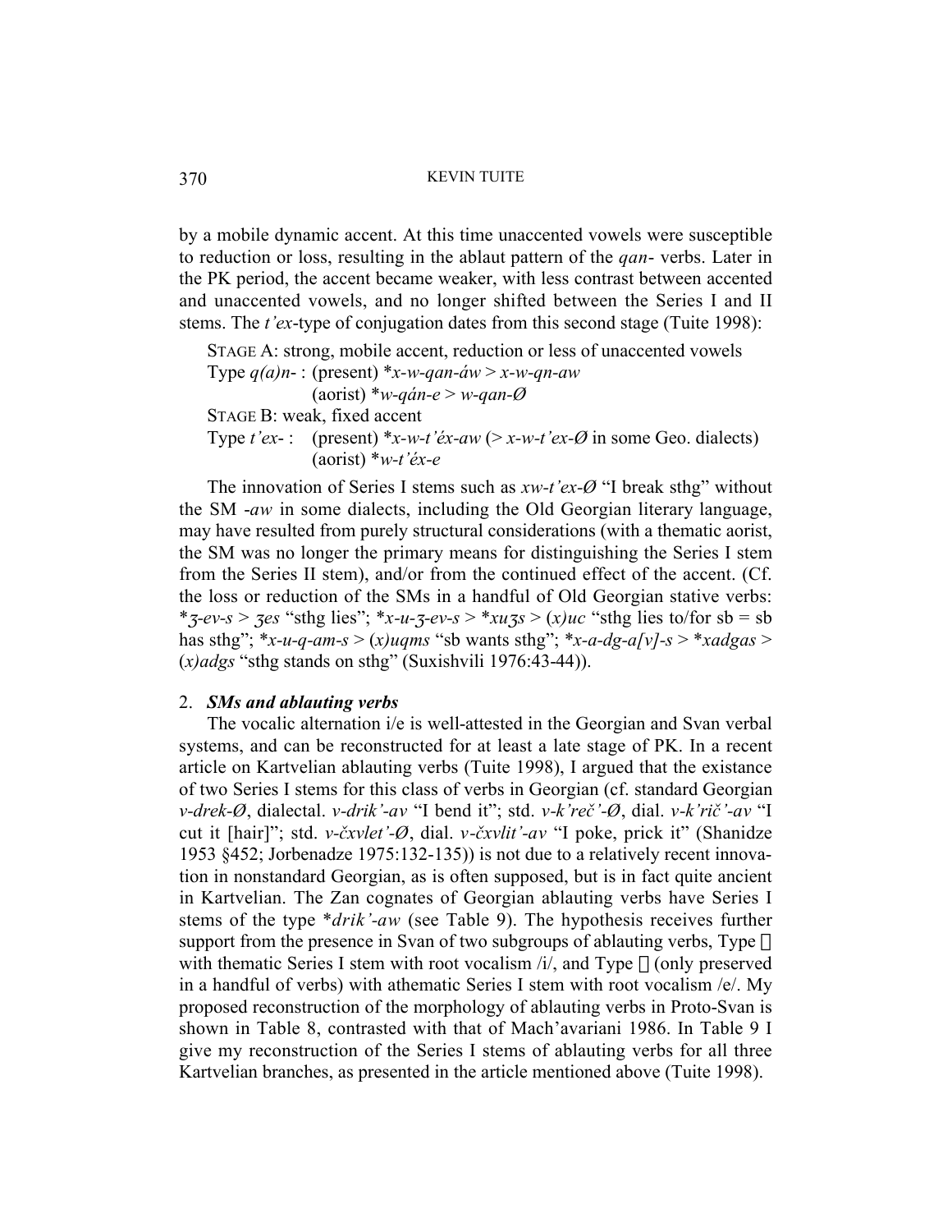by a mobile dynamic accent. At this time unaccented vowels were susceptible to reduction or loss, resulting in the ablaut pattern of the *qan-* verbs. Later in the PK period, the accent became weaker, with less contrast between accented and unaccented vowels, and no longer shifted between the Series I and II stems. The *t'ex*-type of conjugation dates from this second stage (Tuite 1998):

STAGE A: strong, mobile accent, reduction or less of unaccented vowels
Type *q(a)n-* : (present) **x-w-qan-áw > x-w-qn-aw*
(aorist) **w-qán-e > w-qan-Ø*
STAGE B: weak, fixed accent
Type *t'ex-* : (present) **x-w-t'éx-aw* (> *x-w-t'ex-Ø* in some Geo. dialects)
(aorist) **w-t'éx-e*

The innovation of Series I stems such as *xw-t'ex-Ø* "I break sthg" without the SM *-aw* in some dialects, including the Old Georgian literary language, may have resulted from purely structural considerations (with a thematic aorist, the SM was no longer the primary means for distinguishing the Series I stem from the Series II stem), and/or from the continued effect of the accent. (Cf. the loss or reduction of the SMs in a handful of Old Georgian stative verbs: **ʒ-ev-s > ʒes* "sthg lies"; **x-u-ʒ-ev-s > *xuʒs >* (*x*)*uc* "sthg lies to/for sb = sb has sthg"; **x-u-q-am-s >* (*x*)*uqms* "sb wants sthg"; **x-a-dg-a[v]-s > *xadgas >* (*x*)*adgs* "sthg stands on sthg" (Suxishvili 1976:43-44)).

## 2. *SMs and ablauting verbs*

The vocalic alternation i/e is well-attested in the Georgian and Svan verbal systems, and can be reconstructed for at least a late stage of PK. In a recent article on Kartvelian ablauting verbs (Tuite 1998), I argued that the existance of two Series I stems for this class of verbs in Georgian (cf. standard Georgian *v-drek-Ø*, dialectal. *v-drik'-av* "I bend it"; std. *v-k'reč'-Ø*, dial. *v-k'rič'-av* "I cut it [hair]"; std. *v-čxvlet'-Ø*, dial. *v-čxvlit'-av* "I poke, prick it" (Shanidze 1953 §452; Jorbenadze 1975:132-135)) is not due to a relatively recent innovation in nonstandard Georgian, as is often supposed, but is in fact quite ancient in Kartvelian. The Zan cognates of Georgian ablauting verbs have Series I stems of the type **drik'-aw* (see Table 9). The hypothesis receives further support from the presence in Svan of two subgroups of ablauting verbs, Type  with thematic Series I stem with root vocalism /i/, and Type  (only preserved in a handful of verbs) with athematic Series I stem with root vocalism /e/. My proposed reconstruction of the morphology of ablauting verbs in Proto-Svan is shown in Table 8, contrasted with that of Mach'avariani 1986. In Table 9 I give my reconstruction of the Series I stems of ablauting verbs for all three Kartvelian branches, as presented in the article mentioned above (Tuite 1998).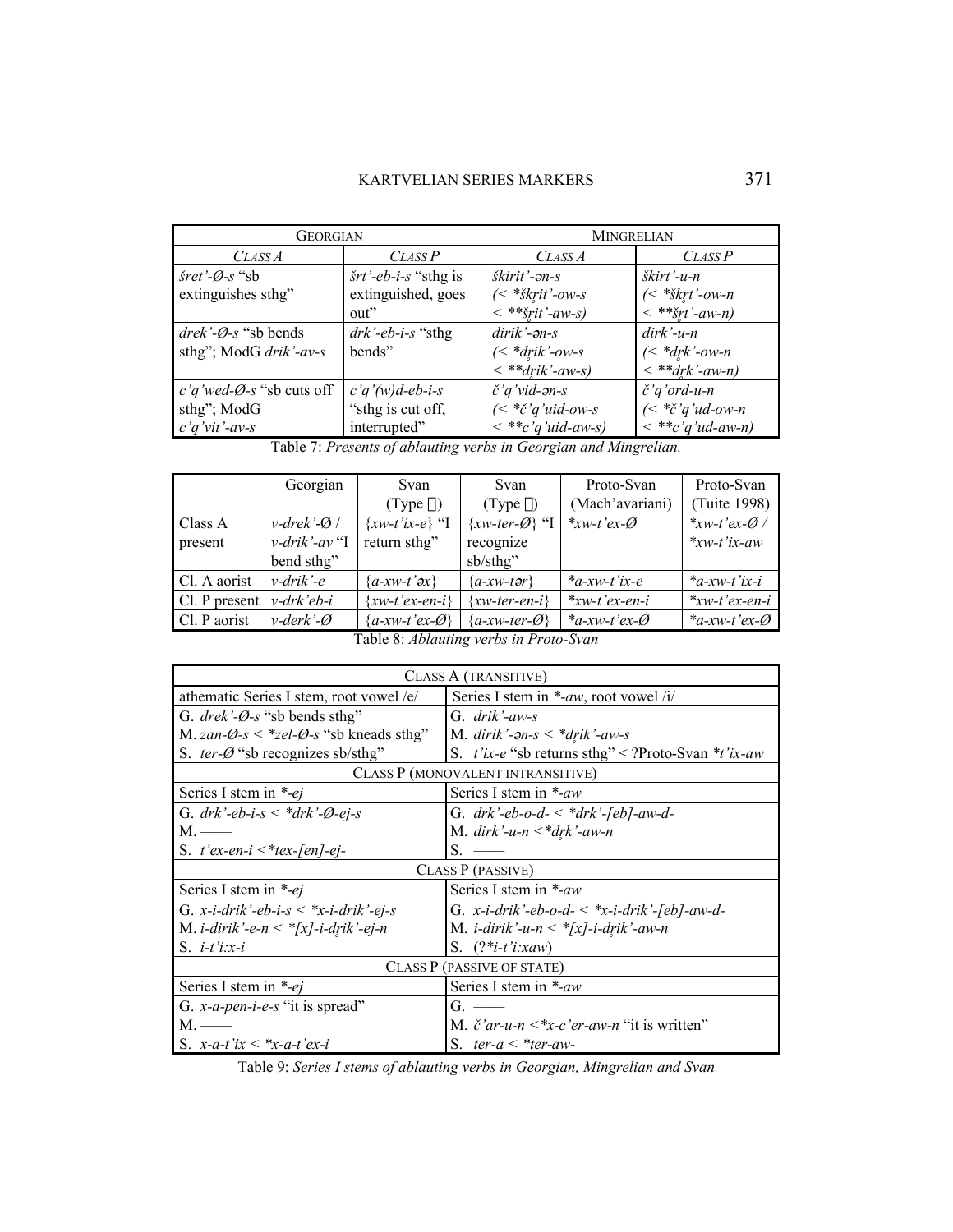| GEORGIAN | | MINGRELIAN | |
|---|---|---|---|
| *CLASS A* | *CLASS P* | *CLASS A* | *CLASS P* |
| *šret'-Ø-s* "sb extinguishes sthg" | *šrt'-eb-i-s* "sthg is extinguished, goes out" | *škirit'-ən-s* (< *\*šk̥rit'-ow-s* < *\*\*šr̥it'-aw-s)* | *škirt'-u-n* (< *\*škr̥t'-ow-n* < *\*\*šr̥t'-aw-n)* |
| *drek'-Ø-s* "sb bends sthg"; ModG *drik'-av-s* | *drk'-eb-i-s* "sthg bends" | *dirik'-ən-s* (< *\*dr̥ik'-ow-s* < *\*\*dr̥ik'-aw-s)* | *dirk'-u-n* (< *\*dr̥k'-ow-n* < *\*\*dr̥k'-aw-n)* |
| *c'q'wed-Ø-s* "sb cuts off sthg"; ModG *c'q'vit'-av-s* | *c'q'(w)d-eb-i-s* "sthg is cut off, interrupted" | *č'q'vid-ən-s* (< *\*č'q'uid-ow-s* < *\*\*c'q'uid-aw-s)* | *č'q'ord-u-n* (< *\*č'q'ud-ow-n* < *\*\*c'q'ud-aw-n)* |

Table 7: *Presents of ablauting verbs in Georgian and Mingrelian.*

| | Georgian | Svan (Type ) | Svan (Type ) | Proto-Svan (Mach'avariani) | Proto-Svan (Tuite 1998) |
|---|---|---|---|---|---|
| Class A present | *v-drek'-Ø* / *v-drik'-av* "I bend sthg" | {*xw-t'ix-e*} "I return sthg" | {*xw-ter-Ø*} "I recognize sb/sthg" | *\*xw-t'ex-Ø* | *\*xw-t'ex-Ø* / *\*xw-t'ix-aw* |
| Cl. A aorist | *v-drik'-e* | {*a-xw-t'əx*} | {*a-xw-tər*} | *\*a-xw-t'ix-e* | *\*a-xw-t'ix-i* |
| Cl. P present | *v-drk'eb-i* | {*xw-t'ex-en-i*} | {*xw-ter-en-i*} | *\*xw-t'ex-en-i* | *\*xw-t'ex-en-i* |
| Cl. P aorist | *v-derk'-Ø* | {*a-xw-t'ex-Ø*} | {*a-xw-ter-Ø*} | *\*a-xw-t'ex-Ø* | *\*a-xw-t'ex-Ø* |

Table 8: *Ablauting verbs in Proto-Svan*

| CLASS A (TRANSITIVE) | |
|---|---|
| athematic Series I stem, root vowel /e/ | Series I stem in *\*-aw*, root vowel /i/ |
| G. *drek'-Ø-s* "sb bends sthg" | G. *drik'-aw-s* |
| M. *zan-Ø-s* < *\*zel-Ø-s* "sb kneads sthg" | M. *dirik'-ən-s* < *\*dr̥ik'-aw-s* |
| S. *ter-Ø* "sb recognizes sb/sthg" | S. *t'ix-e* "sb returns sthg" < ?Proto-Svan *\*t'ix-aw* |
| CLASS P (MONOVALENT INTRANSITIVE) | |
| Series I stem in *\*-ej* | Series I stem in *\*-aw* |
| G. *drk'-eb-i-s* < *\*drk'-Ø-ej-s* | G. *drk'-eb-o-d-* < *\*drk'-[eb]-aw-d-* |
| M. —— | M. *dirk'-u-n* <*\*dr̥k'-aw-n* |
| S. *t'ex-en-i* <*\*tex-[en]-ej-* | S. —— |
| CLASS P (PASSIVE) | |
| Series I stem in *\*-ej* | Series I stem in *\*-aw* |
| G. *x-i-drik'-eb-i-s* < *\*x-i-drik'-ej-s* | G. *x-i-drik'-eb-o-d-* < *\*x-i-drik'-[eb]-aw-d-* |
| M. *i-dirik'-e-n* < *\*[x]-i-dr̥ik'-ej-n* | M. *i-dirik'-u-n* < *\*[x]-i-dr̥ik'-aw-n* |
| S. *i-t'i:x-i* | S. (?*\*i-t'i:xaw*) |
| CLASS P (PASSIVE OF STATE) | |
| Series I stem in *\*-ej* | Series I stem in *\*-aw* |
| G. *x-a-pen-i-e-s* "it is spread" | G. —— |
| M. —— | M. *č'ar-u-n* <*\*x-c'er-aw-n* "it is written" |
| S. *x-a-t'ix* < *\*x-a-t'ex-i* | S. *ter-a* < *\*ter-aw-* |

Table 9: *Series I stems of ablauting verbs in Georgian, Mingrelian and Svan*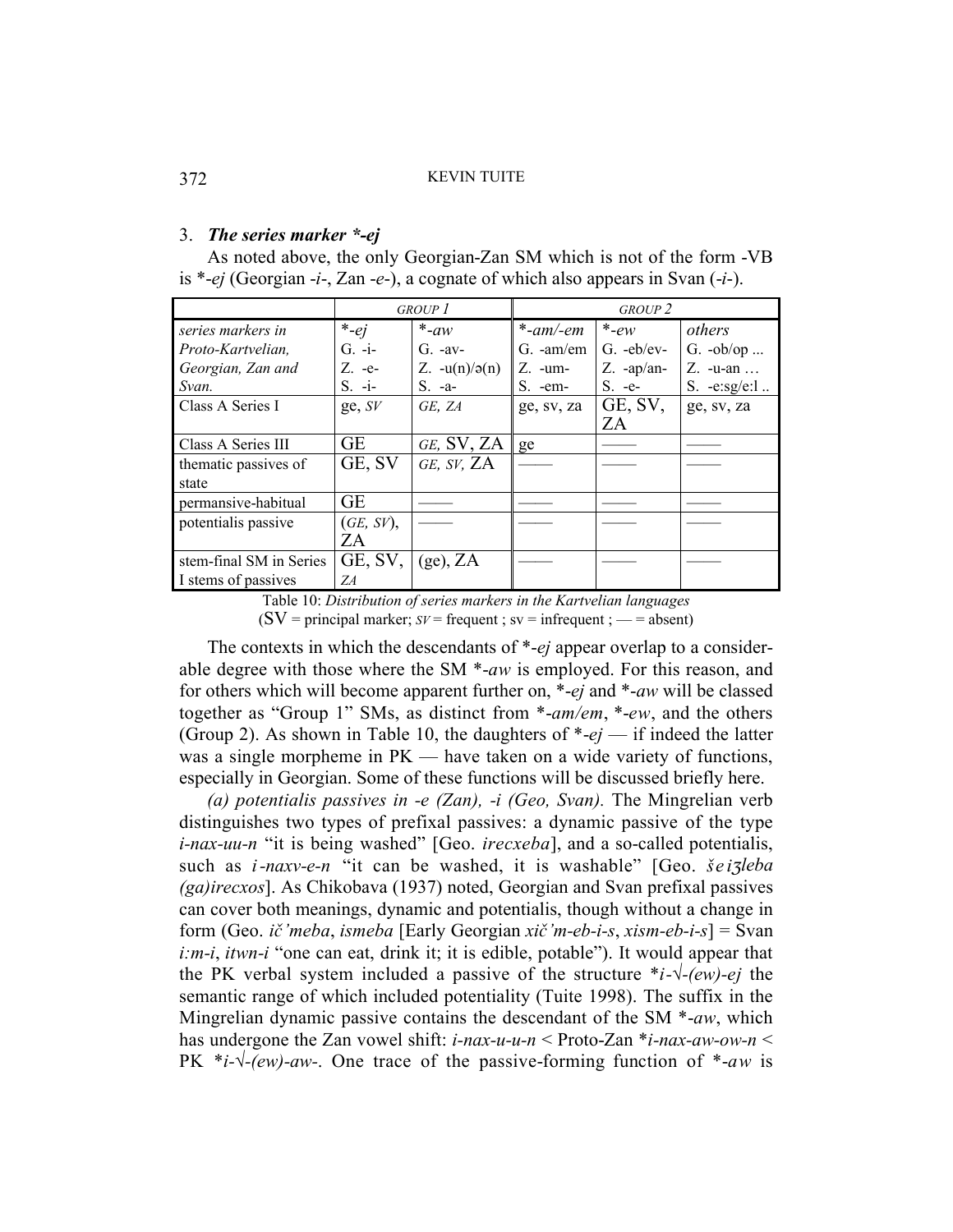### 3. ***The series marker \*-ej***

As noted above, the only Georgian-Zan SM which is not of the form -VB is *\*-ej* (Georgian *-i-*, Zan *-e-*), a cognate of which also appears in Svan (*-i-*).

| | *GROUP 1* | | *GROUP 2* | | |
|---|---|---|---|---|---|
| *series markers in Proto-Kartvelian, Georgian, Zan and Svan.* | *\*-ej* G. -i- Z. -e- S. -i- | *\*-aw* G. -av- Z. -u(n)/ə(n) S. -a- | *\*-am/-em* G. -am/em Z. -um- S. -em- | *\*-ew* G. -eb/ev- Z. -ap/an- S. -e- | *others* G. -ob/op ... Z. -u-an … S. -e:sg/e:l .. |
| Class A Series I | ge, *SV* | *GE, ZA* | ge, sv, za | GE, SV, ZA | ge, sv, za |
| Class A Series III | GE | *GE,* SV, ZA | ge | —— | —— |
| thematic passives of state | GE, SV | *GE, SV,* ZA | —— | —— | —— |
| permansive-habitual | GE | —— | —— | —— | —— |
| potentialis passive | (*GE, SV*), ZA | —— | —— | —— | —— |
| stem-final SM in Series I stems of passives | GE, SV, *ZA* | (ge), ZA | —— | —— | —— |

Table 10: *Distribution of series markers in the Kartvelian languages*
(SV = principal marker; *SV* = frequent ; sv = infrequent ; — = absent)

The contexts in which the descendants of *\*-ej* appear overlap to a considerable degree with those where the SM *\*-aw* is employed. For this reason, and for others which will become apparent further on, *\*-ej* and *\*-aw* will be classed together as "Group 1" SMs, as distinct from *\*-am/em*, *\*-ew*, and the others (Group 2). As shown in Table 10, the daughters of *\*-ej* — if indeed the latter was a single morpheme in PK — have taken on a wide variety of functions, especially in Georgian. Some of these functions will be discussed briefly here.

*(a) potentialis passives in -e (Zan), -i (Geo, Svan).* The Mingrelian verb distinguishes two types of prefixal passives: a dynamic passive of the type *i-nax-uu-n* "it is being washed" [Geo. *irecxeba*], and a so-called potentialis, such as *i-naxv-e-n* "it can be washed, it is washable" [Geo. *šeiʒleba (ga)irecxos*]. As Chikobava (1937) noted, Georgian and Svan prefixal passives can cover both meanings, dynamic and potentialis, though without a change in form (Geo. *ič'meba*, *ismeba* [Early Georgian *xič'm-eb-i-s*, *xism-eb-i-s*] = Svan *i:m-i*, *itwn-i* "one can eat, drink it; it is edible, potable"). It would appear that the PK verbal system included a passive of the structure *\*i-√-(ew)-ej* the semantic range of which included potentiality (Tuite 1998). The suffix in the Mingrelian dynamic passive contains the descendant of the SM *\*-aw*, which has undergone the Zan vowel shift: *i-nax-u-u-n* < Proto-Zan *\*i-nax-aw-ow-n* < PK *\*i-√-(ew)-aw-*. One trace of the passive-forming function of *\*-aw* is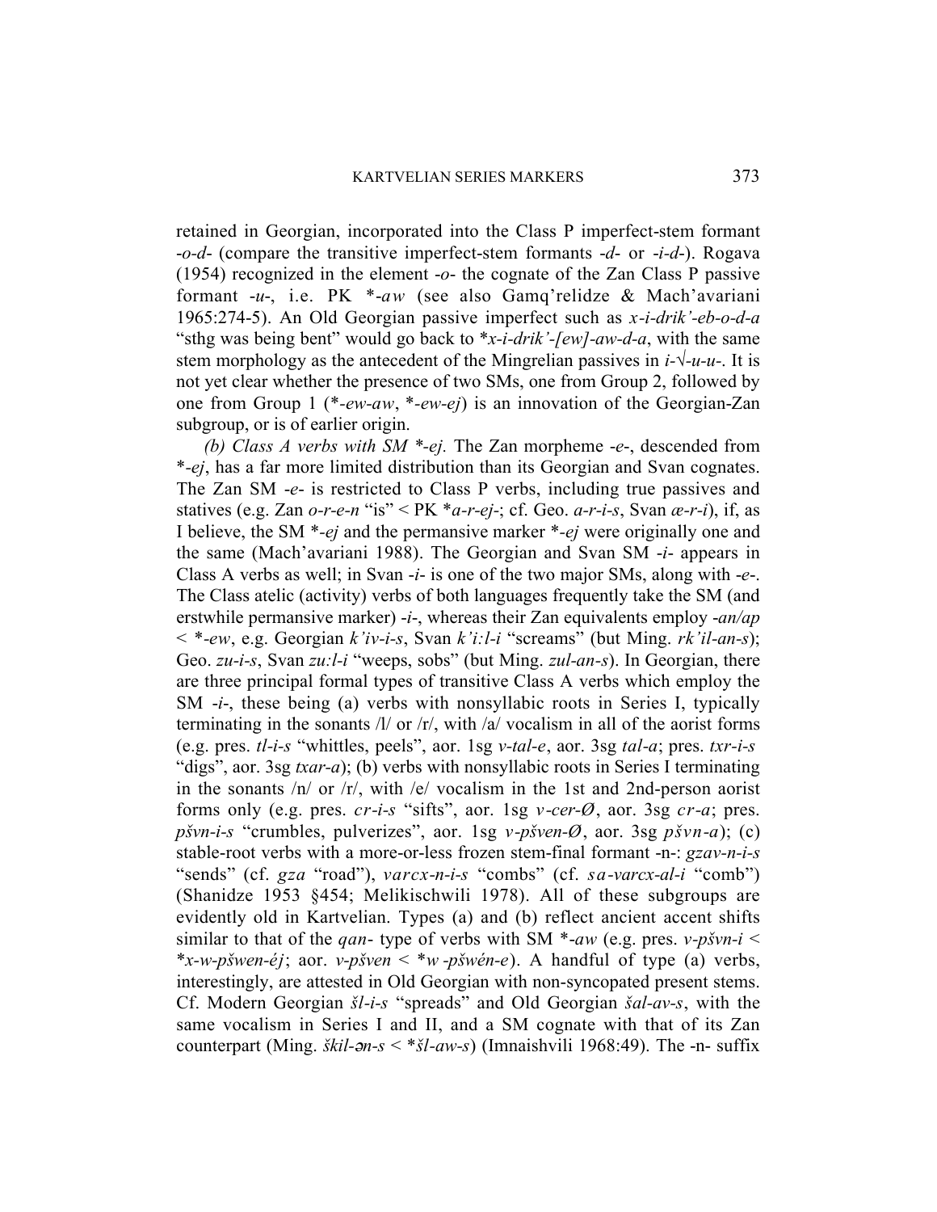retained in Georgian, incorporated into the Class P imperfect-stem formant *-o-d-* (compare the transitive imperfect-stem formants *-d-* or *-i-d-*). Rogava (1954) recognized in the element *-o-* the cognate of the Zan Class P passive formant *-u-*, i.e. PK *\*-aw* (see also Gamq'relidze & Mach'avariani 1965:274-5). An Old Georgian passive imperfect such as *x-i-drik'-eb-o-d-a* "sthg was being bent" would go back to *\*x-i-drik'-[ew]-aw-d-a*, with the same stem morphology as the antecedent of the Mingrelian passives in *i-√-u-u-*. It is not yet clear whether the presence of two SMs, one from Group 2, followed by one from Group 1 (*\*-ew-aw*, *\*-ew-ej*) is an innovation of the Georgian-Zan subgroup, or is of earlier origin.

*(b) Class A verbs with SM \*-ej.* The Zan morpheme *-e-*, descended from *\*-ej*, has a far more limited distribution than its Georgian and Svan cognates. The Zan SM *-e-* is restricted to Class P verbs, including true passives and statives (e.g. Zan *o-r-e-n* "is" < PK *\*a-r-ej-*; cf. Geo. *a-r-i-s*, Svan *æ-r-i*), if, as I believe, the SM *\*-ej* and the permansive marker *\*-ej* were originally one and the same (Mach'avariani 1988). The Georgian and Svan SM *-i-* appears in Class A verbs as well; in Svan *-i-* is one of the two major SMs, along with *-e-*. The Class atelic (activity) verbs of both languages frequently take the SM (and erstwhile permansive marker) *-i-*, whereas their Zan equivalents employ *-an/ap* < *\*-ew*, e.g. Georgian *k'iv-i-s*, Svan *k'i:l-i* "screams" (but Ming. *rk'il-an-s*); Geo. *zu-i-s*, Svan *zu:l-i* "weeps, sobs" (but Ming. *zul-an-s*). In Georgian, there are three principal formal types of transitive Class A verbs which employ the SM *-i-*, these being (a) verbs with nonsyllabic roots in Series I, typically terminating in the sonants /l/ or /r/, with /a/ vocalism in all of the aorist forms (e.g. pres. *tl-i-s* "whittles, peels", aor. 1sg *v-tal-e*, aor. 3sg *tal-a*; pres. *txr-i-s* "digs", aor. 3sg *txar-a*); (b) verbs with nonsyllabic roots in Series I terminating in the sonants /n/ or /r/, with /e/ vocalism in the 1st and 2nd-person aorist forms only (e.g. pres. *cr-i-s* "sifts", aor. 1sg *v-cer-Ø*, aor. 3sg *cr-a*; pres. *pšvn-i-s* "crumbles, pulverizes", aor. 1sg *v-pšven-Ø*, aor. 3sg *pšvn-a*); (c) stable-root verbs with a more-or-less frozen stem-final formant -n-: *gzav-n-i-s* "sends" (cf. *gza* "road"), *varcx-n-i-s* "combs" (cf. *sa-varcx-al-i* "comb") (Shanidze 1953 §454; Melikischwili 1978). All of these subgroups are evidently old in Kartvelian. Types (a) and (b) reflect ancient accent shifts similar to that of the *qan-* type of verbs with SM *\*-aw* (e.g. pres. *v-pšvn-i* < *\*x-w-pšwen-éj*; aor. *v-pšven* < *\*w-pšwén-e*). A handful of type (a) verbs, interestingly, are attested in Old Georgian with non-syncopated present stems. Cf. Modern Georgian *šl-i-s* "spreads" and Old Georgian *šal-av-s*, with the same vocalism in Series I and II, and a SM cognate with that of its Zan counterpart (Ming. *škil-ən-s* < *\*šl-aw-s*) (Imnaishvili 1968:49). The -n- suffix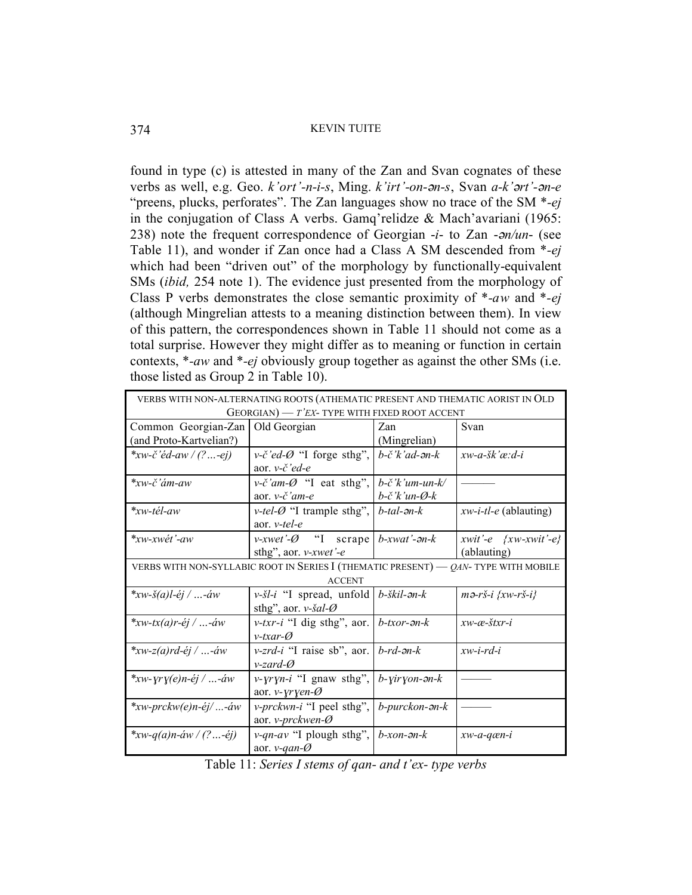found in type (c) is attested in many of the Zan and Svan cognates of these verbs as well, e.g. Geo. *k'ort'-n-i-s*, Ming. *k'irt'-on-ən-s*, Svan *a-k'ərt'-ən-e* "preens, plucks, perforates". The Zan languages show no trace of the SM *\*-ej* in the conjugation of Class A verbs. Gamq'relidze & Mach'avariani (1965: 238) note the frequent correspondence of Georgian *-i-* to Zan *-ən/un-* (see Table 11), and wonder if Zan once had a Class A SM descended from *\*-ej* which had been "driven out" of the morphology by functionally-equivalent SMs (*ibid,* 254 note 1). The evidence just presented from the morphology of Class P verbs demonstrates the close semantic proximity of *\*-aw* and *\*-ej* (although Mingrelian attests to a meaning distinction between them). In view of this pattern, the correspondences shown in Table 11 should not come as a total surprise. However they might differ as to meaning or function in certain contexts, *\*-aw* and *\*-ej* obviously group together as against the other SMs (i.e. those listed as Group 2 in Table 10).

| VERBS WITH NON-ALTERNATING ROOTS (ATHEMATIC PRESENT AND THEMATIC AORIST IN OLD GEORGIAN) — *T'EX-* TYPE WITH FIXED ROOT ACCENT | | | |
|---|---|---|---|
| Common Georgian-Zan (and Proto-Kartvelian?) | Old Georgian | Zan (Mingrelian) | Svan |
| *\*xw-č'éd-aw / (?…-ej)* | *v-č'ed-Ø* "I forge sthg", aor. *v-č'ed-e* | *b-č'k'ad-ən-k* | *xw-a-šk'æ:d-i* |
| *\*xw-č'ám-aw* | *v-č'am-Ø* "I eat sthg", aor. *v-č'am-e* | *b-č'k'um-un-k/ b-č'k'un-Ø-k* | ——— |
| *\*xw-tél-aw* | *v-tel-Ø* "I trample sthg", aor. *v-tel-e* | *b-tal-ən-k* | *xw-i-tl-e* (ablauting) |
| *\*xw-xwét'-aw* | *v-xwet'-Ø* "I scrape sthg", aor. *v-xwet'-e* | *b-xwat'-ən-k* | *xwit'-e {xw-xwit'-e}* (ablauting) |
| VERBS WITH NON-SYLLABIC ROOT IN SERIES I (THEMATIC PRESENT) — *QAN-* TYPE WITH MOBILE ACCENT | | | |
| *\*xw-š(a)l-éj / …-áw* | *v-šl-i* "I spread, unfold sthg", aor. *v-šal-Ø* | *b-škil-ən-k* | *mə-rš-i {xw-rš-i}* |
| *\*xw-tx(a)r-éj / …-áw* | *v-txr-i* "I dig sthg", aor. *v-txar-Ø* | *b-txor-ən-k* | *xw-æ-štxr-i* |
| *\*xw-z(a)rd-éj / …-áw* | *v-zrd-i* "I raise sb", aor. *v-zard-Ø* | *b-rd-ən-k* | *xw-i-rd-i* |
| *\*xw-ɣrɣ(e)n-éj / …-áw* | *v-ɣrɣn-i* "I gnaw sthg", aor. *v-ɣrɣen-Ø* | *b-ɣirɣon-ən-k* | ——— |
| *\*xw-prckw(e)n-éj/ …-áw* | *v-prckwn-i* "I peel sthg", aor. *v-prckwen-Ø* | *b-purckon-ən-k* | ——— |
| *\*xw-q(a)n-áw / (?…-éj)* | *v-qn-av* "I plough sthg", aor. *v-qan-Ø* | *b-xon-ən-k* | *xw-a-qæn-i* |

Table 11: *Series I stems of qan- and t'ex- type verbs*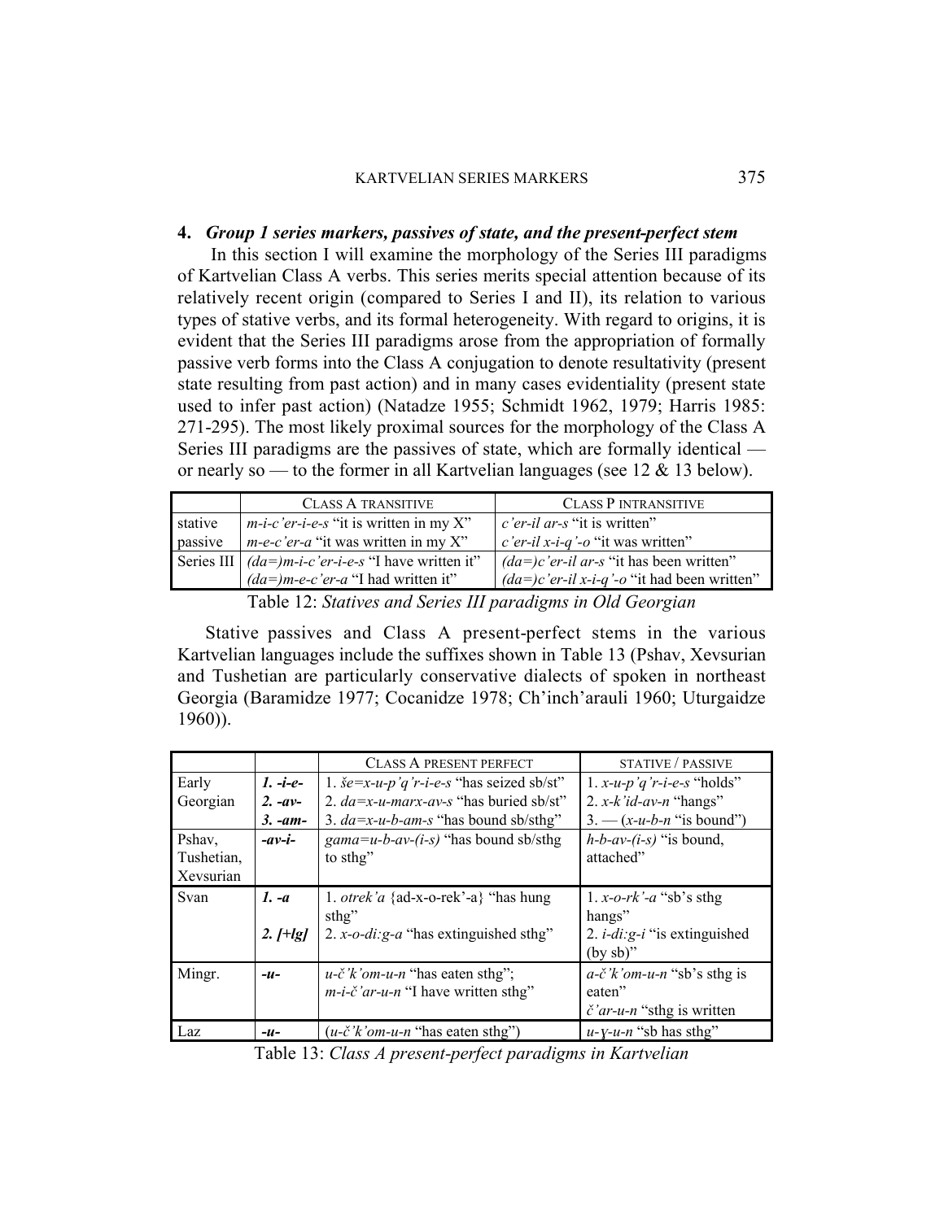## 4. *Group 1 series markers, passives of state, and the present-perfect stem*

In this section I will examine the morphology of the Series III paradigms of Kartvelian Class A verbs. This series merits special attention because of its relatively recent origin (compared to Series I and II), its relation to various types of stative verbs, and its formal heterogeneity. With regard to origins, it is evident that the Series III paradigms arose from the appropriation of formally passive verb forms into the Class A conjugation to denote resultativity (present state resulting from past action) and in many cases evidentiality (present state used to infer past action) (Natadze 1955; Schmidt 1962, 1979; Harris 1985: 271-295). The most likely proximal sources for the morphology of the Class A Series III paradigms are the passives of state, which are formally identical — or nearly so — to the former in all Kartvelian languages (see 12 & 13 below).

| | CLASS A TRANSITIVE | CLASS P INTRANSITIVE |
|---|---|---|
| stative passive | *m-i-c'er-i-e-s* "it is written in my X"<br>*m-e-c'er-a* "it was written in my X" | *c'er-il ar-s* "it is written"<br>*c'er-il x-i-q'-o* "it was written" |
| Series III | *(da=)m-i-c'er-i-e-s* "I have written it"<br>*(da=)m-e-c'er-a* "I had written it" | *(da=)c'er-il ar-s* "it has been written"<br>*(da=)c'er-il x-i-q'-o* "it had been written" |

Table 12: *Statives and Series III paradigms in Old Georgian*

Stative passives and Class A present-perfect stems in the various Kartvelian languages include the suffixes shown in Table 13 (Pshav, Xevsurian and Tushetian are particularly conservative dialects of spoken in northeast Georgia (Baramidze 1977; Cocanidze 1978; Ch'inch'arauli 1960; Uturgaidze 1960)).

| | | CLASS A PRESENT PERFECT | STATIVE / PASSIVE |
|---|---|---|---|
| Early Georgian | ***1. -i-e-***<br>***2. -av-***<br>***3. -am-*** | 1. *še=x-u-p'q'r-i-e-s* "has seized sb/st"<br>2. *da=x-u-marx-av-s* "has buried sb/st"<br>3. *da=x-u-b-am-s* "has bound sb/sthg" | 1. *x-u-p'q'r-i-e-s* "holds"<br>2. *x-k'id-av-n* "hangs"<br>3. — (*x-u-b-n* "is bound") |
| Pshav, Tushetian, Xevsurian | ***-av-i-*** | *gama=u-b-av-(i-s)* "has bound sb/sthg to sthg" | *h-b-av-(i-s)* "is bound, attached" |
| Svan | ***1. -a***<br><br>***2. [+lg]*** | 1. *otrek'a* {ad-x-o-rek'-a} "has hung sthg"<br>2. *x-o-di:g-a* "has extinguished sthg" | 1. *x-o-rk'-a* "sb's sthg hangs"<br>2. *i-di:g-i* "is extinguished (by sb)" |
| Mingr. | ***-u-*** | *u-č'k'om-u-n* "has eaten sthg";<br>*m-i-č'ar-u-n* "I have written sthg" | *a-č'k'om-u-n* "sb's sthg is eaten"<br>*č'ar-u-n* "sthg is written |
| Laz | ***-u-*** | (*u-č'k'om-u-n* "has eaten sthg") | *u-γ-u-n* "sb has sthg" |

Table 13: *Class A present-perfect paradigms in Kartvelian*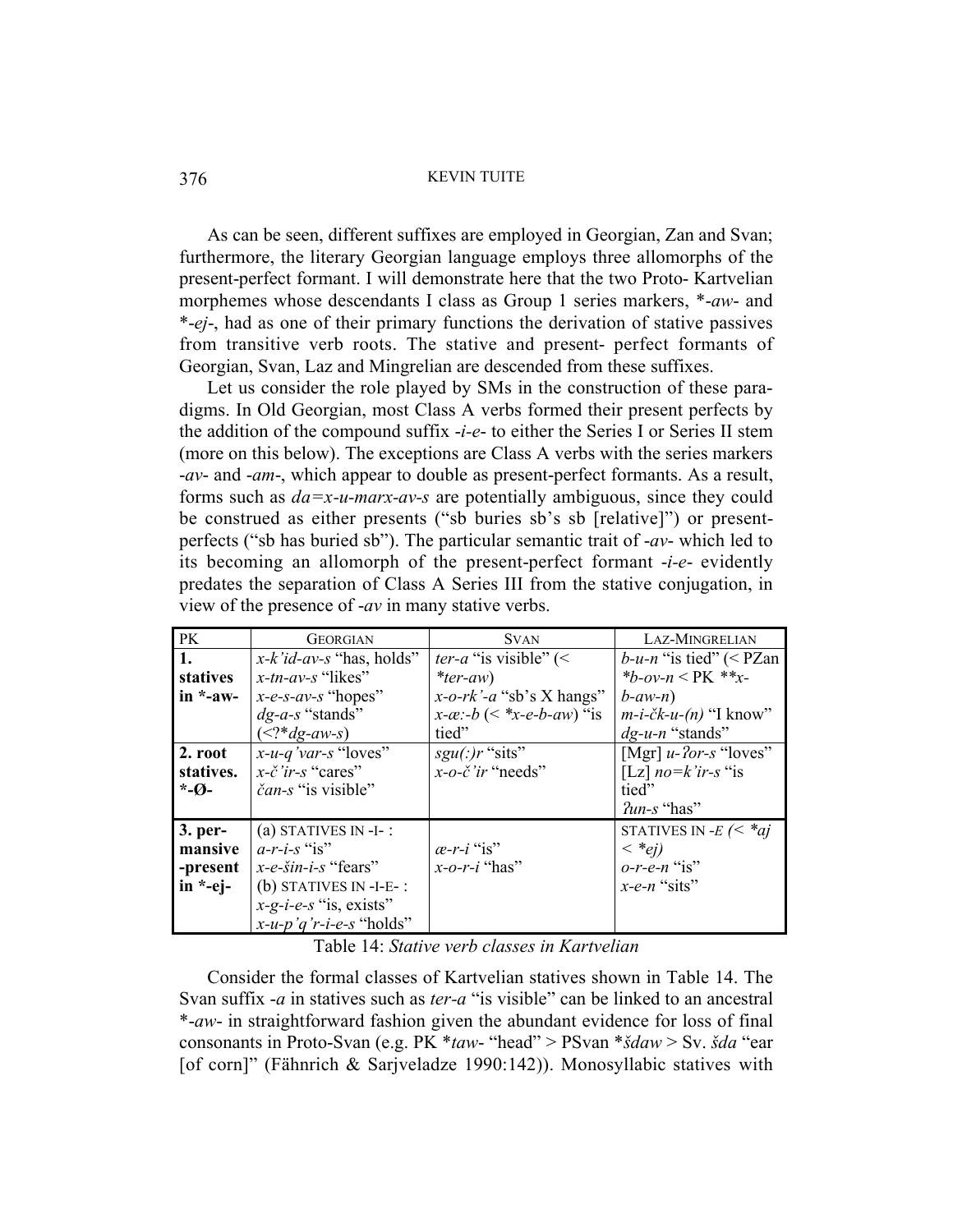As can be seen, different suffixes are employed in Georgian, Zan and Svan; furthermore, the literary Georgian language employs three allomorphs of the present-perfect formant. I will demonstrate here that the two Proto- Kartvelian morphemes whose descendants I class as Group 1 series markers, *-*aw*- and *-*ej*-, had as one of their primary functions the derivation of stative passives from transitive verb roots. The stative and present- perfect formants of Georgian, Svan, Laz and Mingrelian are descended from these suffixes.

Let us consider the role played by SMs in the construction of these paradigms. In Old Georgian, most Class A verbs formed their present perfects by the addition of the compound suffix -*i-e*- to either the Series I or Series II stem (more on this below). The exceptions are Class A verbs with the series markers -*av*- and -*am*-, which appear to double as present-perfect formants. As a result, forms such as *da=x-u-marx-av-s* are potentially ambiguous, since they could be construed as either presents ("sb buries sb's sb [relative]") or present-perfects ("sb has buried sb"). The particular semantic trait of -*av*- which led to its becoming an allomorph of the present-perfect formant -*i-e*- evidently predates the separation of Class A Series III from the stative conjugation, in view of the presence of -*av* in many stative verbs.

| PK | GEORGIAN | SVAN | LAZ-MINGRELIAN |
|---|---|---|---|
| **1. statives in *-aw-** | *x-k'id-av-s* "has, holds"<br>*x-tn-av-s* "likes"<br>*x-e-s-av-s* "hopes"<br>*dg-a-s* "stands" (<?**dg-aw-s*) | *ter-a* "is visible" (< **ter-aw*)<br>*x-o-rk'-a* "sb's X hangs"<br>*x-æ:-b* (< **x-e-b-aw*) "is tied" | *b-u-n* "is tied" (< PZan **b-ov-n* < PK ***x-b-aw-n*)<br>*m-i-čk-u-(n)* "I know"<br>*dg-u-n* "stands" |
| **2. root statives. *-Ø-** | *x-u-q'var-s* "loves"<br>*x-č'ir-s* "cares"<br>*čan-s* "is visible" | *sgu(:)r* "sits"<br>*x-o-č'ir* "needs" | [Mgr] *u-ʔor-s* "loves"<br>[Lz] *no=k'ir-s* "is tied"<br>*ʔun-s* "has" |
| **3. per-mansive -present in *-ej-** | (a) STATIVES IN -I- :<br>*a-r-i-s* "is"<br>*x-e-šin-i-s* "fears"<br>(b) STATIVES IN -I-E- :<br>*x-g-i-e-s* "is, exists"<br>*x-u-p'q'r-i-e-s* "holds" | *æ-r-i* "is"<br>*x-o-r-i* "has" | STATIVES IN -*E* (< **aj* < **ej*)<br>*o-r-e-n* "is"<br>*x-e-n* "sits" |

Table 14: *Stative verb classes in Kartvelian*

Consider the formal classes of Kartvelian statives shown in Table 14. The Svan suffix -*a* in statives such as *ter-a* "is visible" can be linked to an ancestral *-*aw*- in straightforward fashion given the abundant evidence for loss of final consonants in Proto-Svan (e.g. PK **taw*- "head" > PSvan **šdaw* > Sv. *šda* "ear [of corn]" (Fähnrich & Sarjveladze 1990:142)). Monosyllabic statives with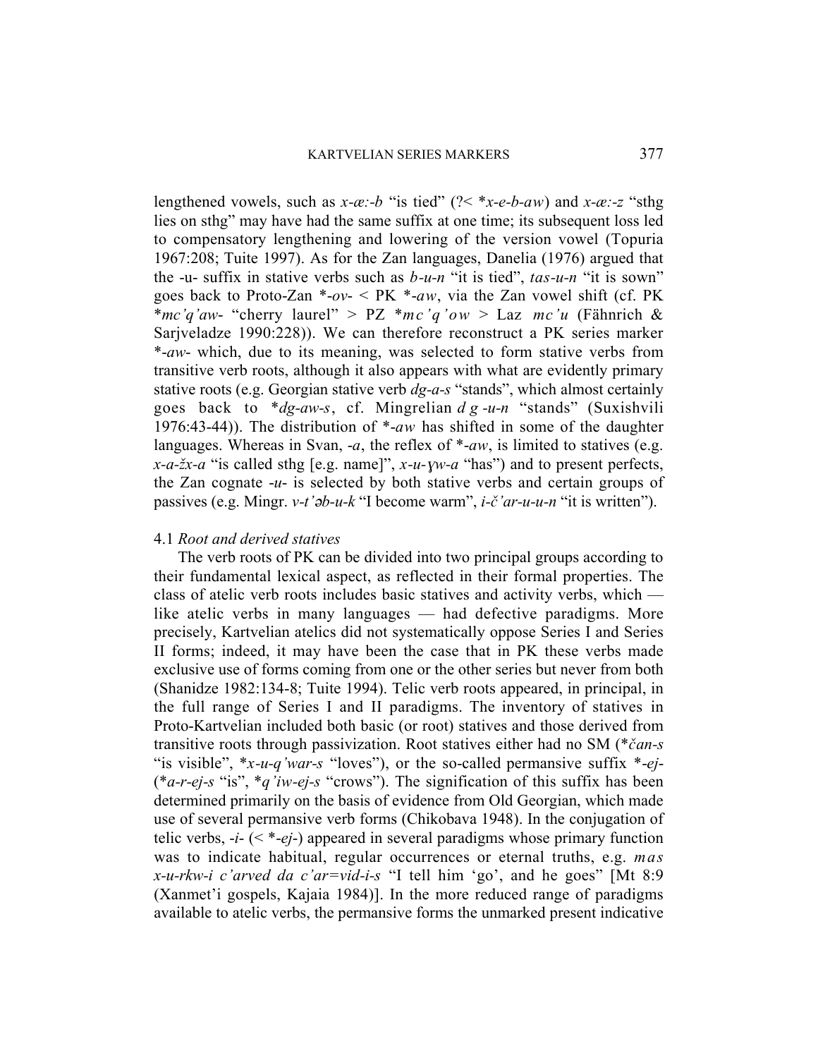lengthened vowels, such as *x-æ:-b* "is tied" (?< \**x-e-b-aw*) and *x-æ:-z* "sthg lies on sthg" may have had the same suffix at one time; its subsequent loss led to compensatory lengthening and lowering of the version vowel (Topuria 1967:208; Tuite 1997). As for the Zan languages, Danelia (1976) argued that the -u- suffix in stative verbs such as *b-u-n* "it is tied", *tas-u-n* "it is sown" goes back to Proto-Zan \*-*ov*- < PK \*-*aw*, via the Zan vowel shift (cf. PK \**mc'q'aw*- "cherry laurel" > PZ \**mc'q'ow* > Laz *mc'u* (Fähnrich & Sarjveladze 1990:228)). We can therefore reconstruct a PK series marker \*-*aw*- which, due to its meaning, was selected to form stative verbs from transitive verb roots, although it also appears with what are evidently primary stative roots (e.g. Georgian stative verb *dg-a-s* "stands", which almost certainly goes back to \**dg-aw-s*, cf. Mingrelian *d g -u-n* "stands" (Suxishvili 1976:43-44)). The distribution of \*-*aw* has shifted in some of the daughter languages. Whereas in Svan, -*a*, the reflex of \*-*aw*, is limited to statives (e.g. *x-a-žx-a* "is called sthg [e.g. name]", *x-u-ɣw-a* "has") and to present perfects, the Zan cognate -*u*- is selected by both stative verbs and certain groups of passives (e.g. Mingr. *v-t'əb-u-k* "I become warm", *i-č'ar-u-u-n* "it is written").

#### 4.1 *Root and derived statives*

The verb roots of PK can be divided into two principal groups according to their fundamental lexical aspect, as reflected in their formal properties. The class of atelic verb roots includes basic statives and activity verbs, which — like atelic verbs in many languages — had defective paradigms. More precisely, Kartvelian atelics did not systematically oppose Series I and Series II forms; indeed, it may have been the case that in PK these verbs made exclusive use of forms coming from one or the other series but never from both (Shanidze 1982:134-8; Tuite 1994). Telic verb roots appeared, in principal, in the full range of Series I and II paradigms. The inventory of statives in Proto-Kartvelian included both basic (or root) statives and those derived from transitive roots through passivization. Root statives either had no SM (\**čan-s* "is visible", \**x-u-q'war-s* "loves"), or the so-called permansive suffix \*-*ej*- (\**a-r-ej-s* "is", \**q'iw-ej-s* "crows"). The signification of this suffix has been determined primarily on the basis of evidence from Old Georgian, which made use of several permansive verb forms (Chikobava 1948). In the conjugation of telic verbs, -*i*- (< \*-*ej*-) appeared in several paradigms whose primary function was to indicate habitual, regular occurrences or eternal truths, e.g. *mas x-u-rkw-i c'arved da c'ar=vid-i-s* "I tell him 'go', and he goes" [Mt 8:9 (Xanmet'i gospels, Kajaia 1984)]. In the more reduced range of paradigms available to atelic verbs, the permansive forms the unmarked present indicative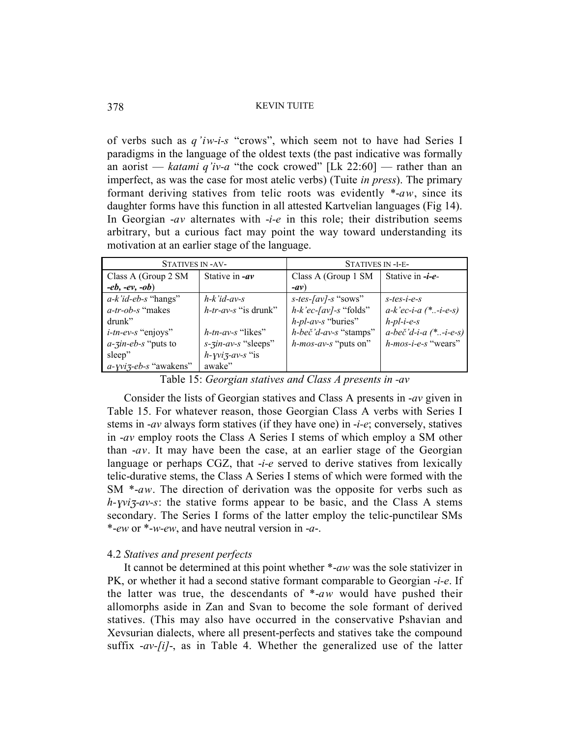of verbs such as *q'iw-i-s* "crows", which seem not to have had Series I paradigms in the language of the oldest texts (the past indicative was formally an aorist — *katami q'iv-a* "the cock crowed" [Lk 22:60] — rather than an imperfect, as was the case for most atelic verbs) (Tuite *in press*). The primary formant deriving statives from telic roots was evidently *-*aw*, since its daughter forms have this function in all attested Kartvelian languages (Fig 14). In Georgian *-av* alternates with *-i-e* in this role; their distribution seems arbitrary, but a curious fact may point the way toward understanding its motivation at an earlier stage of the language.

| STATIVES IN -AV- | | STATIVES IN -I-E- | |
|---|---|---|---|
| Class A (Group 2 SM ***-eb, -ev, -ob***) | Stative in ***-av*** | Class A (Group 1 SM ***-av***) | Stative in ***-i-e-*** |
| *a-k'id-eb-s* "hangs" | *h-k'id-av-s* | *s-tes-[av]-s* "sows" | *s-tes-i-e-s* |
| *a-tr-ob-s* "makes drunk" | *h-tr-av-s* "is drunk" | *h-k'ec-[av]-s* "folds" | *a-k'ec-i-a (*..-i-e-s)* |
| | | *h-pl-av-s* "buries" | *h-pl-i-e-s* |
| *i-tn-ev-s* "enjoys" | *h-tn-av-s* "likes" | *h-beč'd-av-s* "stamps" | *a-beč'd-i-a (*..-i-e-s)* |
| *a-ʒin-eb-s* "puts to sleep" | *s-ʒin-av-s* "sleeps" | *h-mos-av-s* "puts on" | *h-mos-i-e-s* "wears" |
| *a-ɣviʒ-eb-s* "awakens" | *h-ɣviʒ-av-s* "is awake" | | |

Table 15: *Georgian statives and Class A presents in -av*

Consider the lists of Georgian statives and Class A presents in *-av* given in Table 15. For whatever reason, those Georgian Class A verbs with Series I stems in *-av* always form statives (if they have one) in *-i-e*; conversely, statives in *-av* employ roots the Class A Series I stems of which employ a SM other than *-av*. It may have been the case, at an earlier stage of the Georgian language or perhaps CGZ, that *-i-e* served to derive statives from lexically telic-durative stems, the Class A Series I stems of which were formed with the SM *-*aw*. The direction of derivation was the opposite for verbs such as *h-ɣviʒ-av-s*: the stative forms appear to be basic, and the Class A stems secondary. The Series I forms of the latter employ the telic-punctilear SMs *-*ew* or *-*w-ew*, and have neutral version in *-a-*.

### 4.2 *Statives and present perfects*

It cannot be determined at this point whether *-*aw* was the sole stativizer in PK, or whether it had a second stative formant comparable to Georgian *-i-e*. If the latter was true, the descendants of *-*aw* would have pushed their allomorphs aside in Zan and Svan to become the sole formant of derived statives. (This may also have occurred in the conservative Pshavian and Xevsurian dialects, where all present-perfects and statives take the compound suffix *-av-[i]-*, as in Table 4. Whether the generalized use of the latter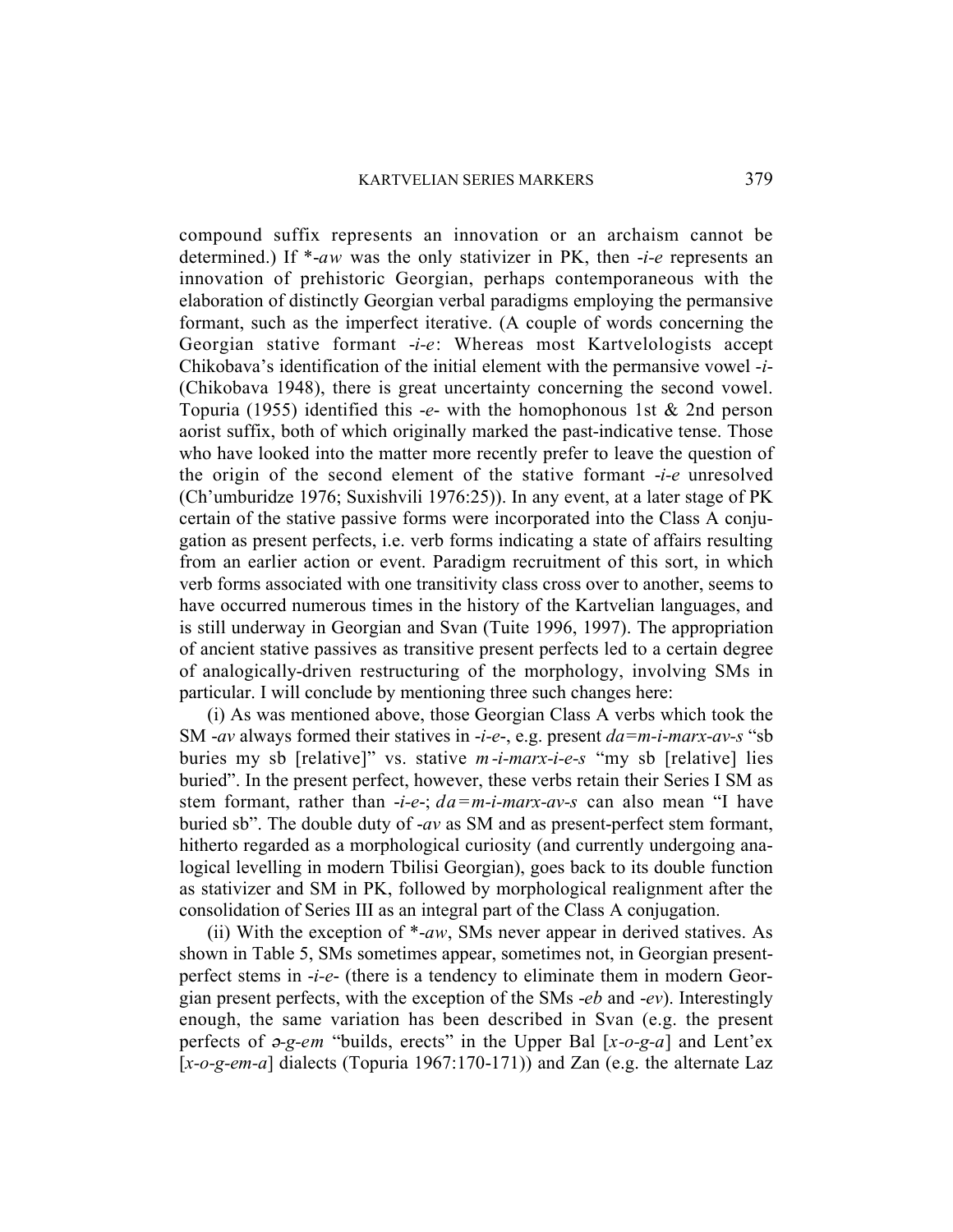compound suffix represents an innovation or an archaism cannot be determined.) If *-*aw* was the only stativizer in PK, then -*i-e* represents an innovation of prehistoric Georgian, perhaps contemporaneous with the elaboration of distinctly Georgian verbal paradigms employing the permansive formant, such as the imperfect iterative. (A couple of words concerning the Georgian stative formant -*i-e*: Whereas most Kartvelologists accept Chikobava's identification of the initial element with the permansive vowel -*i*- (Chikobava 1948), there is great uncertainty concerning the second vowel. Topuria (1955) identified this -*e*- with the homophonous 1st & 2nd person aorist suffix, both of which originally marked the past-indicative tense. Those who have looked into the matter more recently prefer to leave the question of the origin of the second element of the stative formant -*i-e* unresolved (Ch'umburidze 1976; Suxishvili 1976:25)). In any event, at a later stage of PK certain of the stative passive forms were incorporated into the Class A conjugation as present perfects, i.e. verb forms indicating a state of affairs resulting from an earlier action or event. Paradigm recruitment of this sort, in which verb forms associated with one transitivity class cross over to another, seems to have occurred numerous times in the history of the Kartvelian languages, and is still underway in Georgian and Svan (Tuite 1996, 1997). The appropriation of ancient stative passives as transitive present perfects led to a certain degree of analogically-driven restructuring of the morphology, involving SMs in particular. I will conclude by mentioning three such changes here:

(i) As was mentioned above, those Georgian Class A verbs which took the SM -*av* always formed their statives in -*i-e*-, e.g. present *da=m-i-marx-av-s* "sb buries my sb [relative]" vs. stative *m-i-marx-i-e-s* "my sb [relative] lies buried". In the present perfect, however, these verbs retain their Series I SM as stem formant, rather than -*i-e*-; *da=m-i-marx-av-s* can also mean "I have buried sb". The double duty of -*av* as SM and as present-perfect stem formant, hitherto regarded as a morphological curiosity (and currently undergoing analogical levelling in modern Tbilisi Georgian), goes back to its double function as stativizer and SM in PK, followed by morphological realignment after the consolidation of Series III as an integral part of the Class A conjugation.

(ii) With the exception of *-*aw*, SMs never appear in derived statives. As shown in Table 5, SMs sometimes appear, sometimes not, in Georgian present-perfect stems in -*i-e*- (there is a tendency to eliminate them in modern Georgian present perfects, with the exception of the SMs -*eb* and -*ev*). Interestingly enough, the same variation has been described in Svan (e.g. the present perfects of *ə-g-em* "builds, erects" in the Upper Bal [*x-o-g-a*] and Lent'ex [*x-o-g-em-a*] dialects (Topuria 1967:170-171)) and Zan (e.g. the alternate Laz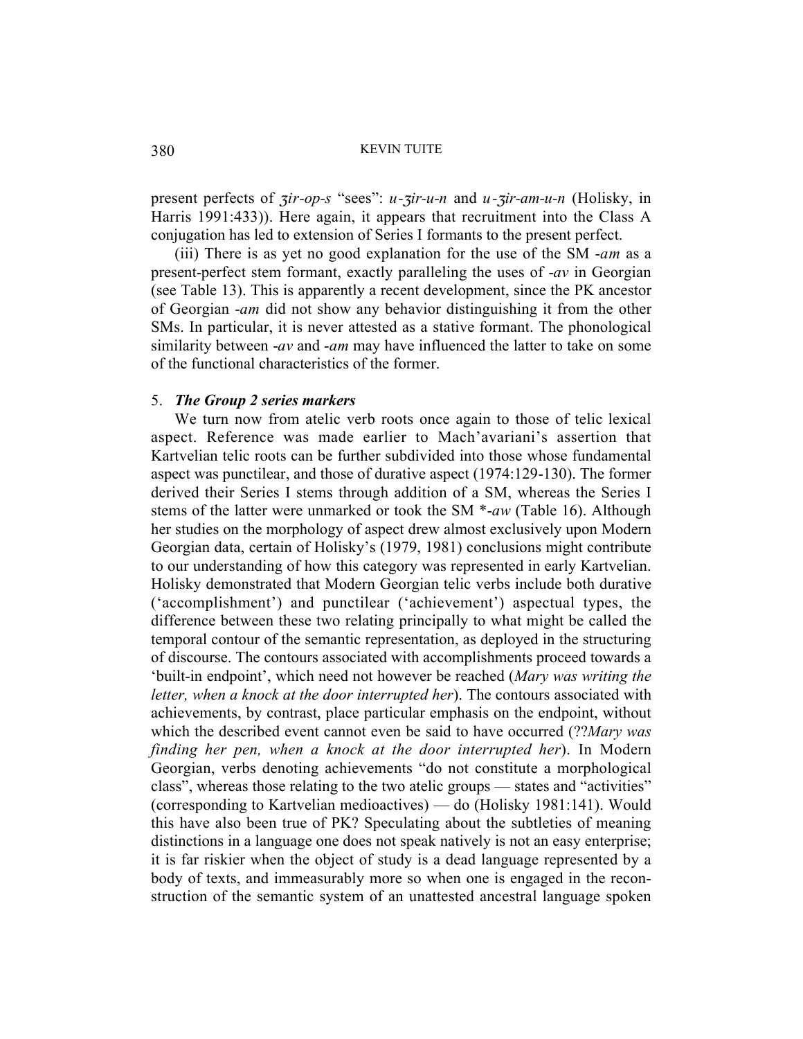present perfects of *ʒir-op-s* “sees”: *u-ʒir-u-n* and *u-ʒir-am-u-n* (Holisky, in Harris 1991:433)). Here again, it appears that recruitment into the Class A conjugation has led to extension of Series I formants to the present perfect.

(iii) There is as yet no good explanation for the use of the SM *-am* as a present-perfect stem formant, exactly paralleling the uses of *-av* in Georgian (see Table 13). This is apparently a recent development, since the PK ancestor of Georgian *-am* did not show any behavior distinguishing it from the other SMs. In particular, it is never attested as a stative formant. The phonological similarity between *-av* and *-am* may have influenced the latter to take on some of the functional characteristics of the former.

## 5. *The Group 2 series markers*

We turn now from atelic verb roots once again to those of telic lexical aspect. Reference was made earlier to Mach’avariani’s assertion that Kartvelian telic roots can be further subdivided into those whose fundamental aspect was punctilear, and those of durative aspect (1974:129-130). The former derived their Series I stems through addition of a SM, whereas the Series I stems of the latter were unmarked or took the SM *\*-aw* (Table 16). Although her studies on the morphology of aspect drew almost exclusively upon Modern Georgian data, certain of Holisky’s (1979, 1981) conclusions might contribute to our understanding of how this category was represented in early Kartvelian. Holisky demonstrated that Modern Georgian telic verbs include both durative (‘accomplishment’) and punctilear (‘achievement’) aspectual types, the difference between these two relating principally to what might be called the temporal contour of the semantic representation, as deployed in the structuring of discourse. The contours associated with accomplishments proceed towards a ‘built-in endpoint’, which need not however be reached (*Mary was writing the letter, when a knock at the door interrupted her*). The contours associated with achievements, by contrast, place particular emphasis on the endpoint, without which the described event cannot even be said to have occurred (??*Mary was finding her pen, when a knock at the door interrupted her*). In Modern Georgian, verbs denoting achievements “do not constitute a morphological class”, whereas those relating to the two atelic groups — states and “activities” (corresponding to Kartvelian medioactives) — do (Holisky 1981:141). Would this have also been true of PK? Speculating about the subtleties of meaning distinctions in a language one does not speak natively is not an easy enterprise; it is far riskier when the object of study is a dead language represented by a body of texts, and immeasurably more so when one is engaged in the reconstruction of the semantic system of an unattested ancestral language spoken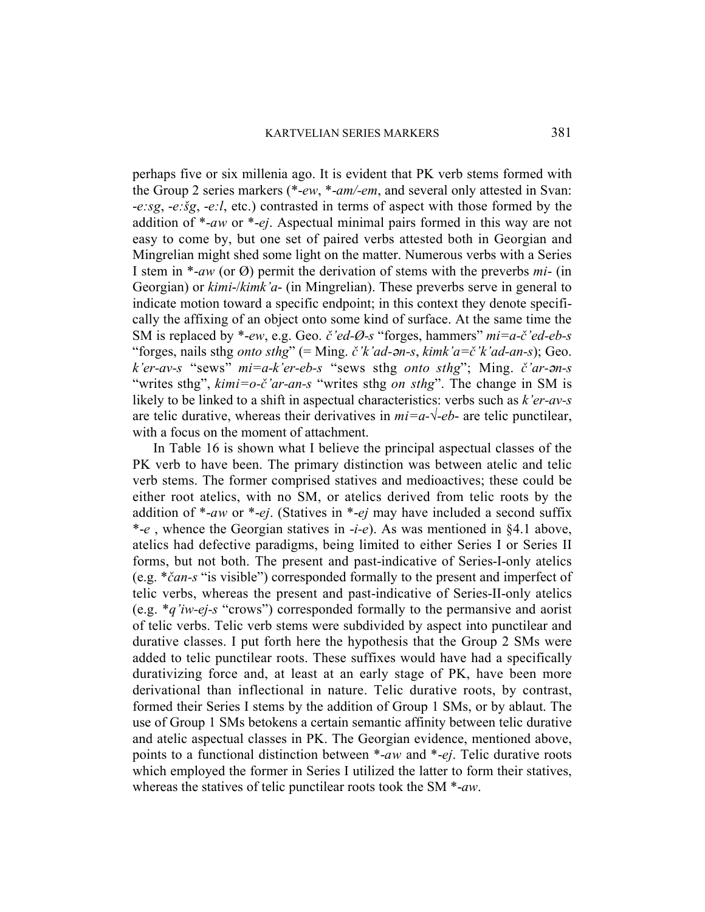perhaps five or six millenia ago. It is evident that PK verb stems formed with the Group 2 series markers (*-*ew*, *-*am/-em*, and several only attested in Svan: -*e:sg*, -*e:šg*, -*e:l*, etc.) contrasted in terms of aspect with those formed by the addition of *-*aw* or *-*ej*. Aspectual minimal pairs formed in this way are not easy to come by, but one set of paired verbs attested both in Georgian and Mingrelian might shed some light on the matter. Numerous verbs with a Series I stem in *-*aw* (or Ø) permit the derivation of stems with the preverbs *mi*- (in Georgian) or *kimi*-/*kimk'a*- (in Mingrelian). These preverbs serve in general to indicate motion toward a specific endpoint; in this context they denote specifically the affixing of an object onto some kind of surface. At the same time the SM is replaced by *-*ew*, e.g. Geo. *č'ed-Ø-s* "forges, hammers" *mi=a-č'ed-eb-s* "forges, nails sthg *onto sthg*" (= Ming. *č'k'ad-ən-s*, *kimk'a=č'k'ad-an-s*); Geo. *k'er-av-s* "sews" *mi=a-k'er-eb-s* "sews sthg *onto sthg*"; Ming. *č'ar-ən-s* "writes sthg", *kimi=o-č'ar-an-s* "writes sthg *on sthg*". The change in SM is likely to be linked to a shift in aspectual characteristics: verbs such as *k'er-av-s* are telic durative, whereas their derivatives in *mi=a-√-eb*- are telic punctilear, with a focus on the moment of attachment.

In Table 16 is shown what I believe the principal aspectual classes of the PK verb to have been. The primary distinction was between atelic and telic verb stems. The former comprised statives and medioactives; these could be either root atelics, with no SM, or atelics derived from telic roots by the addition of *-*aw* or *-*ej*. (Statives in *-*ej* may have included a second suffix *-*e* , whence the Georgian statives in -*i-e*). As was mentioned in §4.1 above, atelics had defective paradigms, being limited to either Series I or Series II forms, but not both. The present and past-indicative of Series-I-only atelics (e.g. **čan-s* "is visible") corresponded formally to the present and imperfect of telic verbs, whereas the present and past-indicative of Series-II-only atelics (e.g. **q'iw-ej-s* "crows") corresponded formally to the permansive and aorist of telic verbs. Telic verb stems were subdivided by aspect into punctilear and durative classes. I put forth here the hypothesis that the Group 2 SMs were added to telic punctilear roots. These suffixes would have had a specifically durativizing force and, at least at an early stage of PK, have been more derivational than inflectional in nature. Telic durative roots, by contrast, formed their Series I stems by the addition of Group 1 SMs, or by ablaut. The use of Group 1 SMs betokens a certain semantic affinity between telic durative and atelic aspectual classes in PK. The Georgian evidence, mentioned above, points to a functional distinction between *-*aw* and *-*ej*. Telic durative roots which employed the former in Series I utilized the latter to form their statives, whereas the statives of telic punctilear roots took the SM *-*aw*.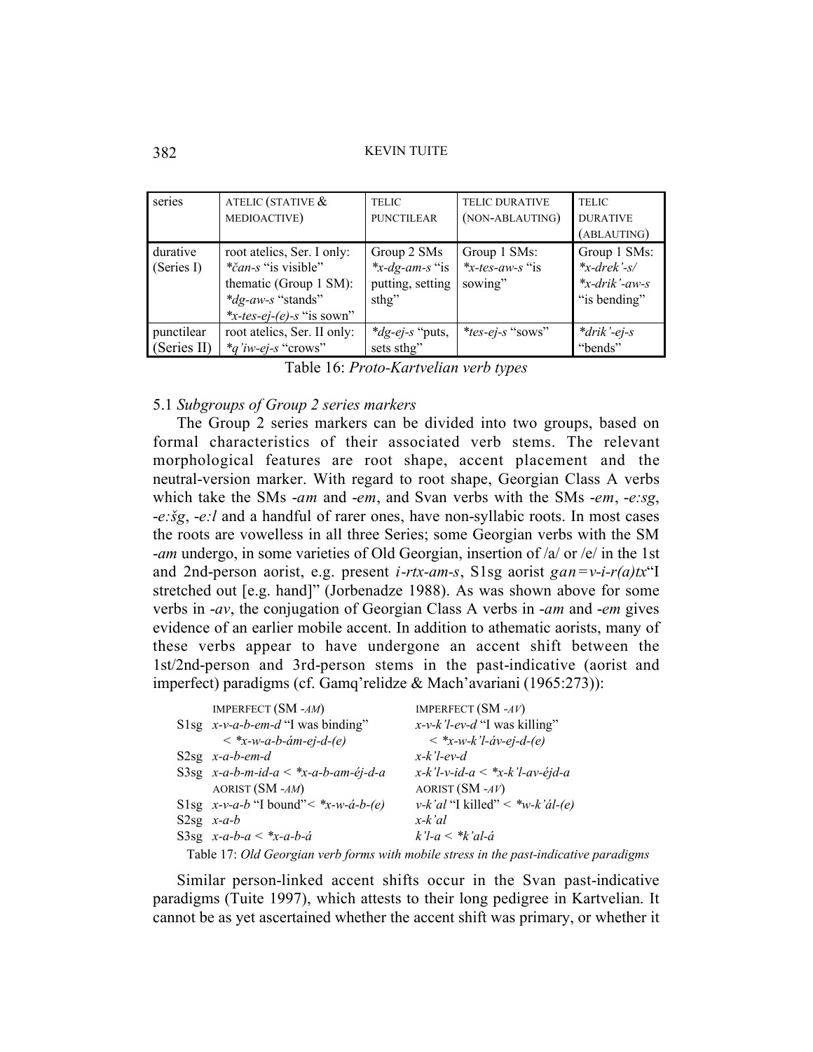| series | ATELIC (STATIVE & MEDIOACTIVE) | TELIC PUNCTILEAR | TELIC DURATIVE (NON-ABLAUTING) | TELIC DURATIVE (ABLAUTING) |
|---|---|---|---|---|
| durative (Series I) | root atelics, Ser. I only: *\*čan-s* "is visible" thematic (Group 1 SM): *\*dg-aw-s* "stands" *\*x-tes-ej-(e)-s* "is sown" | Group 2 SMs *\*x-dg-am-s* "is putting, setting sthg" | Group 1 SMs: *\*x-tes-aw-s* "is sowing" | Group 1 SMs: *\*x-drek'-s/* *\*x-drik'-aw-s* "is bending" |
| punctilear (Series II) | root atelics, Ser. II only: *\*q'iw-ej-s* "crows" | *\*dg-ej-s* "puts, sets sthg" | *\*tes-ej-s* "sows" | *\*drik'-ej-s* "bends" |

Table 16: *Proto-Kartvelian verb types*

### 5.1 *Subgroups of Group 2 series markers*

The Group 2 series markers can be divided into two groups, based on formal characteristics of their associated verb stems. The relevant morphological features are root shape, accent placement and the neutral-version marker. With regard to root shape, Georgian Class A verbs which take the SMs *-am* and *-em*, and Svan verbs with the SMs *-em*, *-e:sg*, *-e:šg*, *-e:l* and a handful of rarer ones, have non-syllabic roots. In most cases the roots are vowelless in all three Series; some Georgian verbs with the SM *-am* undergo, in some varieties of Old Georgian, insertion of /a/ or /e/ in the 1st and 2nd-person aorist, e.g. present *i-rtx-am-s*, S1sg aorist *gan=v-i-r(a)tx*"I stretched out [e.g. hand]" (Jorbenadze 1988). As was shown above for some verbs in *-av*, the conjugation of Georgian Class A verbs in *-am* and *-em* gives evidence of an earlier mobile accent. In addition to athematic aorists, many of these verbs appear to have undergone an accent shift between the 1st/2nd-person and 3rd-person stems in the past-indicative (aorist and imperfect) paradigms (cf. Gamq'relidze & Mach'avariani (1965:273)):

| | IMPERFECT (SM *-AM*) | IMPERFECT (SM *-AV*) |
|---|---|---|
| S1sg | *x-v-a-b-em-d* "I was binding" < *\*x-w-a-b-ám-ej-d-(e)* | *x-v-k'l-ev-d* "I was killing" < *\*x-w-k'l-áv-ej-d-(e)* |
| S2sg | *x-a-b-em-d* | *x-k'l-ev-d* |
| S3sg | *x-a-b-m-id-a* < *\*x-a-b-am-éj-d-a* | *x-k'l-v-id-a* < *\*x-k'l-av-éjd-a* |
| | AORIST (SM *-AM*) | AORIST (SM *-AV*) |
| S1sg | *x-v-a-b* "I bound"< *\*x-w-á-b-(e)* | *v-k'al* "I killed" < *\*w-k'ál-(e)* |
| S2sg | *x-a-b* | *x-k'al* |
| S3sg | *x-a-b-a* < *\*x-a-b-á* | *k'l-a* < *\*k'al-á* |

Table 17: *Old Georgian verb forms with mobile stress in the past-indicative paradigms*

Similar person-linked accent shifts occur in the Svan past-indicative paradigms (Tuite 1997), which attests to their long pedigree in Kartvelian. It cannot be as yet ascertained whether the accent shift was primary, or whether it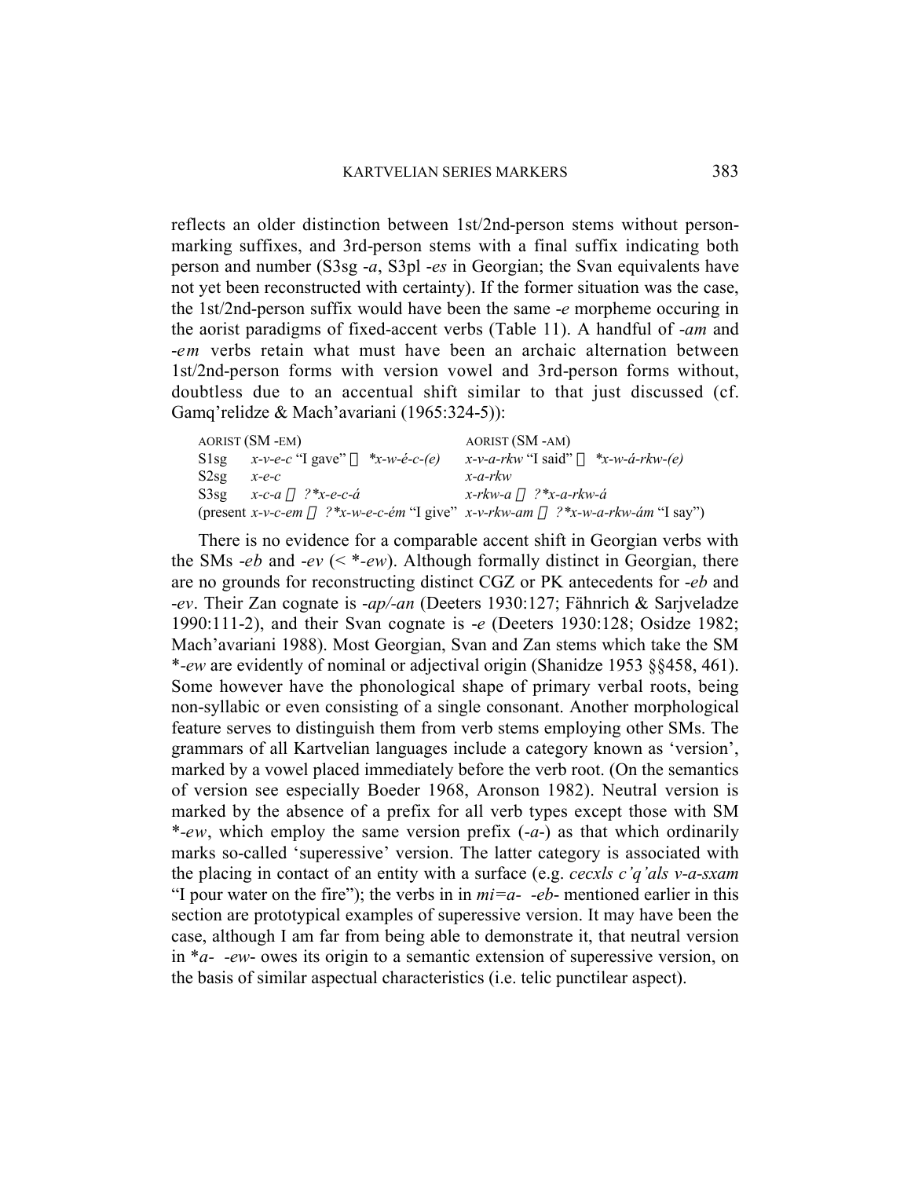reflects an older distinction between 1st/2nd-person stems without person-marking suffixes, and 3rd-person stems with a final suffix indicating both person and number (S3sg *-a*, S3pl *-es* in Georgian; the Svan equivalents have not yet been reconstructed with certainty). If the former situation was the case, the 1st/2nd-person suffix would have been the same *-e* morpheme occuring in the aorist paradigms of fixed-accent verbs (Table 11). A handful of *-am* and *-em* verbs retain what must have been an archaic alternation between 1st/2nd-person forms with version vowel and 3rd-person forms without, doubtless due to an accentual shift similar to that just discussed (cf. Gamq'relidze & Mach'avariani (1965:324-5)):

| | AORIST (SM -EM) | AORIST (SM -AM) |
|---|---|---|
| S1sg | *x-v-e-c* "I gave" ← *\*x-w-é-c-(e)* | *x-v-a-rkw* "I said" ← *\*x-w-á-rkw-(e)* |
| S2sg | *x-e-c* | *x-a-rkw* |
| S3sg | *x-c-a* ← *?\*x-e-c-á* | *x-rkw-a* ← *?\*x-a-rkw-á* |
| | (present *x-v-c-em* ← *?\*x-w-e-c-ém* "I give" | *x-v-rkw-am* ← *?\*x-w-a-rkw-ám* "I say") |

There is no evidence for a comparable accent shift in Georgian verbs with the SMs *-eb* and *-ev* (< *\*-ew*). Although formally distinct in Georgian, there are no grounds for reconstructing distinct CGZ or PK antecedents for *-eb* and *-ev*. Their Zan cognate is *-ap/-an* (Deeters 1930:127; Fähnrich & Sarjveladze 1990:111-2), and their Svan cognate is *-e* (Deeters 1930:128; Osidze 1982; Mach'avariani 1988). Most Georgian, Svan and Zan stems which take the SM *\*-ew* are evidently of nominal or adjectival origin (Shanidze 1953 §§458, 461). Some however have the phonological shape of primary verbal roots, being non-syllabic or even consisting of a single consonant. Another morphological feature serves to distinguish them from verb stems employing other SMs. The grammars of all Kartvelian languages include a category known as 'version', marked by a vowel placed immediately before the verb root. (On the semantics of version see especially Boeder 1968, Aronson 1982). Neutral version is marked by the absence of a prefix for all verb types except those with SM *\*-ew*, which employ the same version prefix (*-a-*) as that which ordinarily marks so-called 'superessive' version. The latter category is associated with the placing in contact of an entity with a surface (e.g. *cecxls c'q'als v-a-sxam* "I pour water on the fire"); the verbs in in *mi=a- -eb-* mentioned earlier in this section are prototypical examples of superessive version. It may have been the case, although I am far from being able to demonstrate it, that neutral version in *\*a- -ew-* owes its origin to a semantic extension of superessive version, on the basis of similar aspectual characteristics (i.e. telic punctilear aspect).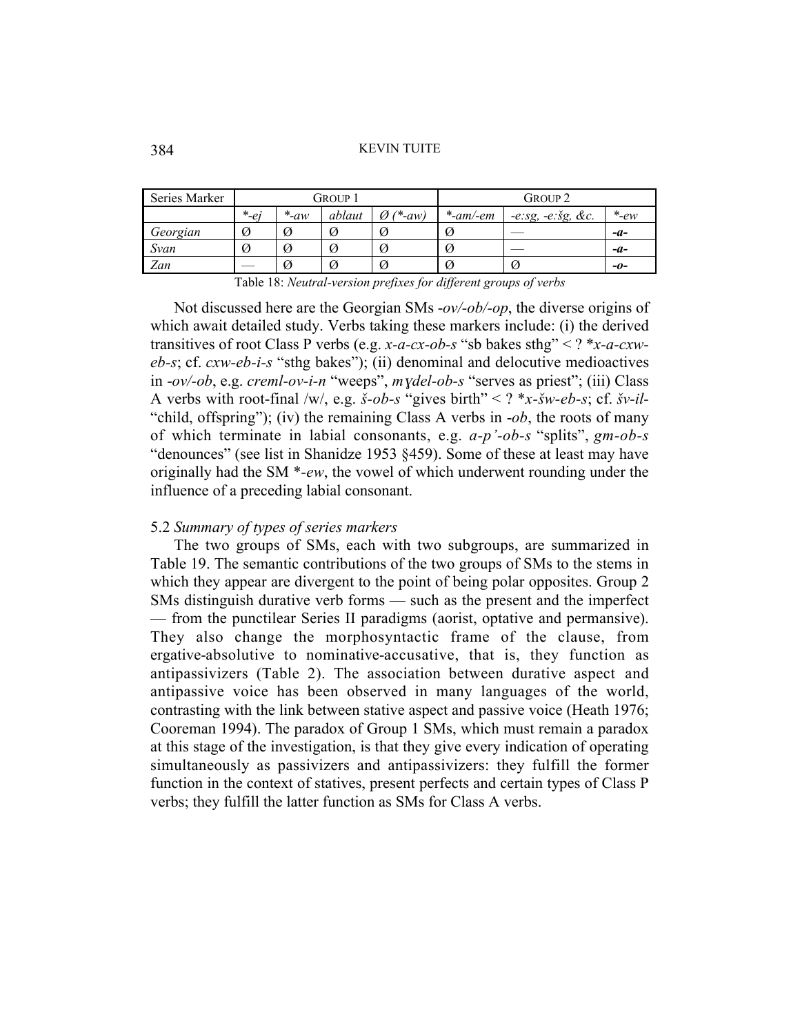| Series Marker | Group 1 | | | | Group 2 | | |
|---|---|---|---|---|---|---|---|
| | *\*-ej* | *\*-aw* | *ablaut* | *Ø (\*-aw)* | *\*-am/-em* | *-e:sg, -e:šg, &c.* | *\*-ew* |
| *Georgian* | Ø | Ø | Ø | Ø | Ø | — | ***-a-*** |
| *Svan* | Ø | Ø | Ø | Ø | Ø | — | ***-a-*** |
| *Zan* | — | Ø | Ø | Ø | Ø | Ø | ***-o-*** |

Table 18: *Neutral-version prefixes for different groups of verbs*

Not discussed here are the Georgian SMs *-ov/-ob/-op*, the diverse origins of which await detailed study. Verbs taking these markers include: (i) the derived transitives of root Class P verbs (e.g. *x-a-cx-ob-s* "sb bakes sthg" < ? *\*x-a-cxw-eb-s*; cf. *cxw-eb-i-s* "sthg bakes"); (ii) denominal and delocutive medioactives in *-ov/-ob*, e.g. *creml-ov-i-n* "weeps", *mɣdel-ob-s* "serves as priest"; (iii) Class A verbs with root-final /w/, e.g. *š-ob-s* "gives birth" < ? *\*x-šw-eb-s*; cf. *šv-il-* "child, offspring"); (iv) the remaining Class A verbs in *-ob*, the roots of many of which terminate in labial consonants, e.g. *a-p'-ob-s* "splits", *gm-ob-s* "denounces" (see list in Shanidze 1953 §459). Some of these at least may have originally had the SM *\*-ew*, the vowel of which underwent rounding under the influence of a preceding labial consonant.

## 5.2 *Summary of types of series markers*

The two groups of SMs, each with two subgroups, are summarized in Table 19. The semantic contributions of the two groups of SMs to the stems in which they appear are divergent to the point of being polar opposites. Group 2 SMs distinguish durative verb forms — such as the present and the imperfect — from the punctilear Series II paradigms (aorist, optative and permansive). They also change the morphosyntactic frame of the clause, from ergative-absolutive to nominative-accusative, that is, they function as antipassivizers (Table 2). The association between durative aspect and antipassive voice has been observed in many languages of the world, contrasting with the link between stative aspect and passive voice (Heath 1976; Cooreman 1994). The paradox of Group 1 SMs, which must remain a paradox at this stage of the investigation, is that they give every indication of operating simultaneously as passivizers and antipassivizers: they fulfill the former function in the context of statives, present perfects and certain types of Class P verbs; they fulfill the latter function as SMs for Class A verbs.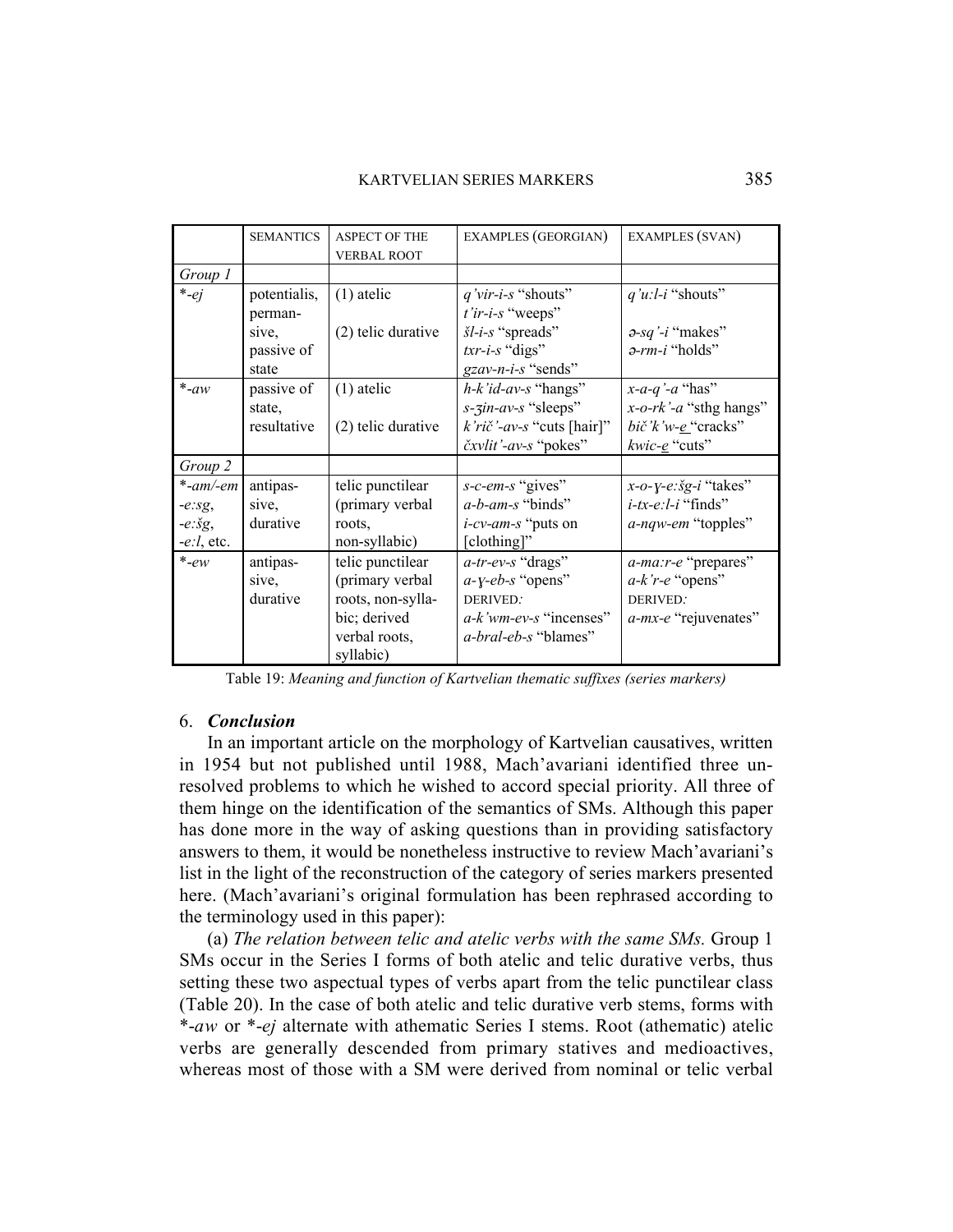|  | SEMANTICS | ASPECT OF THE VERBAL ROOT | EXAMPLES (GEORGIAN) | EXAMPLES (SVAN) |
|---|---|---|---|---|
| *Group 1* |  |  |  |  |
| *-*ej* | potentialis, perman-sive, passive of state | (1) atelic<br><br>(2) telic durative | *q'vir-i-s* "shouts"<br>*t'ir-i-s* "weeps"<br>*šl-i-s* "spreads"<br>*txr-i-s* "digs"<br>*gzav-n-i-s* "sends" | *q'u:l-i* "shouts"<br><br>*ə-sq'-i* "makes"<br>*ə-rm-i* "holds" |
| *-*aw* | passive of state, resultative | (1) atelic<br><br>(2) telic durative | *h-k'id-av-s* "hangs"<br>*s-ʒin-av-s* "sleeps"<br>*k'rič'-av-s* "cuts [hair]"<br>*čxvlit'-av-s* "pokes" | *x-a-q'-a* "has"<br>*x-o-rk'-a* "sthg hangs"<br>*bič'k'w-e* "cracks"<br>*kwic-e* "cuts" |
| *Group 2* |  |  |  |  |
| *-*am/-em*<br>*-e:sg*,<br>*-e:šg*,<br>*-e:l*, etc. | antipas-sive, durative | telic punctilear (primary verbal roots, non-syllabic) | *s-c-em-s* "gives"<br>*a-b-am-s* "binds"<br>*i-cv-am-s* "puts on [clothing]" | *x-o-ɣ-e:šg-i* "takes"<br>*i-tx-e:l-i* "finds"<br>*a-nqw-em* "topples" |
| *-*ew* | antipas-sive, durative | telic punctilear (primary verbal roots, non-sylla-bic; derived verbal roots, syllabic) | *a-tr-ev-s* "drags"<br>*a-ɣ-eb-s* "opens"<br>DERIVED:<br>*a-k'wm-ev-s* "incenses"<br>*a-bral-eb-s* "blames" | *a-ma:r-e* "prepares"<br>*a-k'r-e* "opens"<br>DERIVED:<br>*a-mx-e* "rejuvenates" |

Table 19: *Meaning and function of Kartvelian thematic suffixes (series markers)*

## 6. *Conclusion*

In an important article on the morphology of Kartvelian causatives, written in 1954 but not published until 1988, Mach'avariani identified three unresolved problems to which he wished to accord special priority. All three of them hinge on the identification of the semantics of SMs. Although this paper has done more in the way of asking questions than in providing satisfactory answers to them, it would be nonetheless instructive to review Mach'avariani's list in the light of the reconstruction of the category of series markers presented here. (Mach'avariani's original formulation has been rephrased according to the terminology used in this paper):

(a) *The relation between telic and atelic verbs with the same SMs.* Group 1 SMs occur in the Series I forms of both atelic and telic durative verbs, thus setting these two aspectual types of verbs apart from the telic punctilear class (Table 20). In the case of both atelic and telic durative verb stems, forms with *-*aw* or *-*ej* alternate with athematic Series I stems. Root (athematic) atelic verbs are generally descended from primary statives and medioactives, whereas most of those with a SM were derived from nominal or telic verbal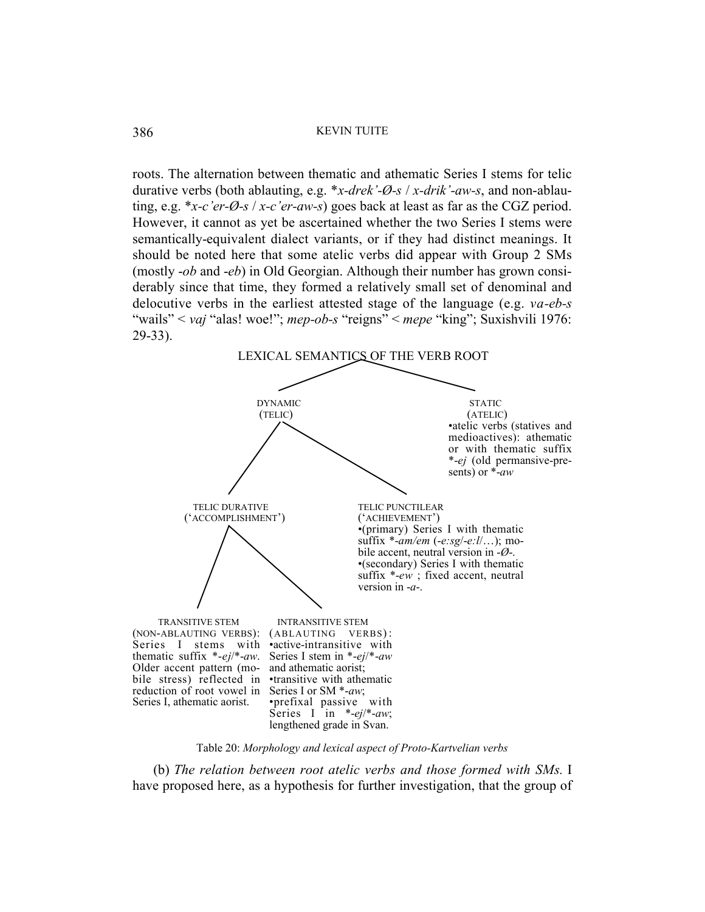roots. The alternation between thematic and athematic Series I stems for telic durative verbs (both ablauting, e.g. *\*x-drek'-Ø-s* / *x-drik'-aw-s*, and non-ablauting, e.g. *\*x-c'er-Ø-s* / *x-c'er-aw-s*) goes back at least as far as the CGZ period. However, it cannot as yet be ascertained whether the two Series I stems were semantically-equivalent dialect variants, or if they had distinct meanings. It should be noted here that some atelic verbs did appear with Group 2 SMs (mostly *-ob* and *-eb*) in Old Georgian. Although their number has grown considerably since that time, they formed a relatively small set of denominal and delocutive verbs in the earliest attested stage of the language (e.g. *va-eb-s* "wails" < *vaj* "alas! woe!"; *mep-ob-s* "reigns" < *mepe* "king"; Suxishvili 1976: 29-33).

LEXICAL SEMANTICS OF THE VERB ROOT

- DYNAMIC (TELIC)
  - TELIC DURATIVE ('ACCOMPLISHMENT')
    - TRANSITIVE STEM (NON-ABLAUTING VERBS): Series I stems with thematic suffix *-ej/*-aw. Older accent pattern (mobile stress) reflected in reduction of root vowel in Series I, athematic aorist.
    - INTRANSITIVE STEM (ABLAUTING VERBS):
      - •active-intransitive with Series I stem in *-ej/*-aw and athematic aorist;
      - •transitive with athematic Series I or SM *-aw;
      - •prefixal passive with Series I in *-ej/*-aw; lengthened grade in Svan.
  - TELIC PUNCTILEAR ('ACHIEVEMENT')
    - •(primary) Series I with thematic suffix *-am/em (-e:sg/-e:l/…); mobile accent, neutral version in -Ø-.
    - •(secondary) Series I with thematic suffix *-ew ; fixed accent, neutral version in -a-.
- STATIC (ATELIC)
  - •atelic verbs (statives and medioactives): athematic or with thematic suffix *-ej (old permansive-presents) or *-aw

Table 20: *Morphology and lexical aspect of Proto-Kartvelian verbs*

(b) *The relation between root atelic verbs and those formed with SMs.* I have proposed here, as a hypothesis for further investigation, that the group of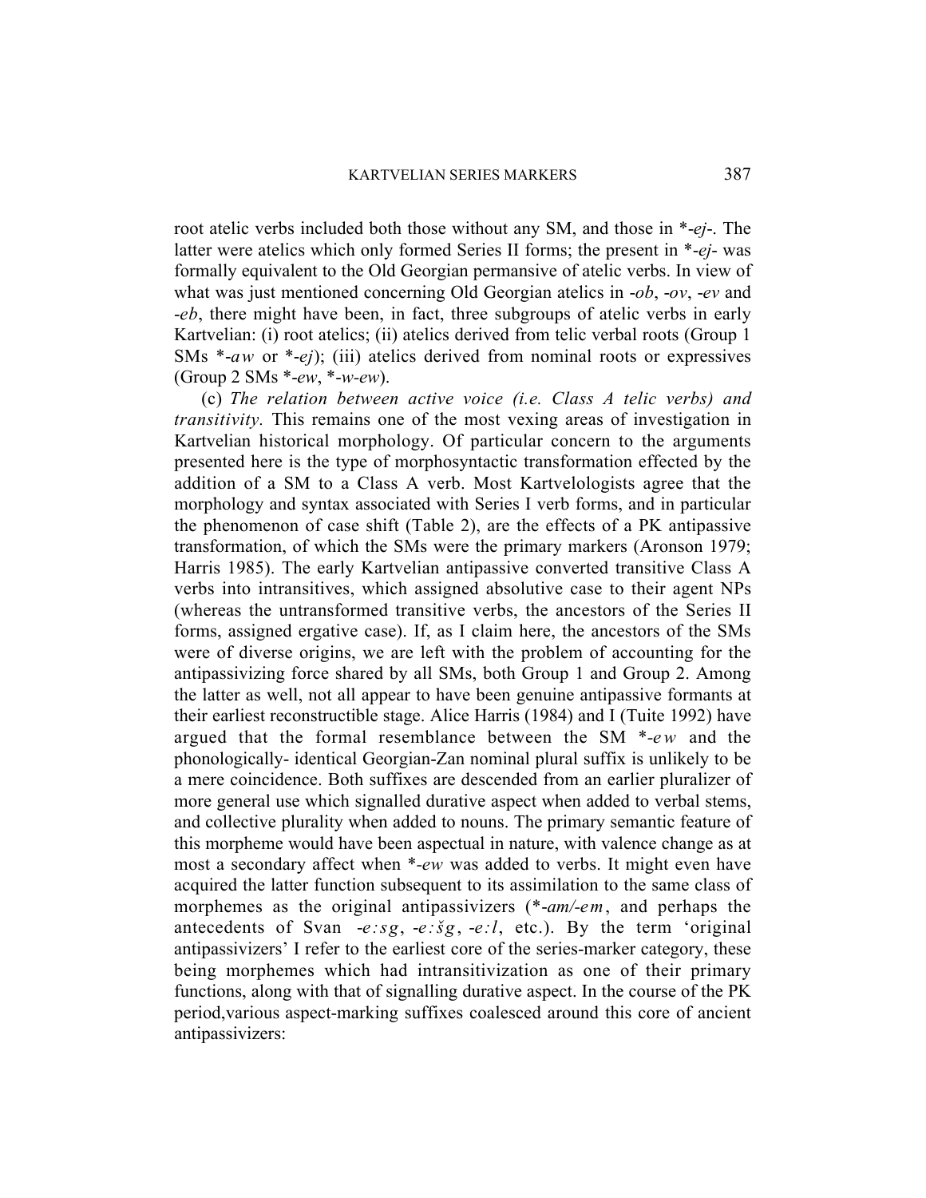root atelic verbs included both those without any SM, and those in *-*ej*-. The latter were atelics which only formed Series II forms; the present in *-*ej*- was formally equivalent to the Old Georgian permansive of atelic verbs. In view of what was just mentioned concerning Old Georgian atelics in -*ob*, -*ov*, -*ev* and -*eb*, there might have been, in fact, three subgroups of atelic verbs in early Kartvelian: (i) root atelics; (ii) atelics derived from telic verbal roots (Group 1 SMs *-*aw* or *-*ej*); (iii) atelics derived from nominal roots or expressives (Group 2 SMs *-*ew*, *-*w-ew*).

(c) *The relation between active voice (i.e. Class A telic verbs) and transitivity.* This remains one of the most vexing areas of investigation in Kartvelian historical morphology. Of particular concern to the arguments presented here is the type of morphosyntactic transformation effected by the addition of a SM to a Class A verb. Most Kartvelologists agree that the morphology and syntax associated with Series I verb forms, and in particular the phenomenon of case shift (Table 2), are the effects of a PK antipassive transformation, of which the SMs were the primary markers (Aronson 1979; Harris 1985). The early Kartvelian antipassive converted transitive Class A verbs into intransitives, which assigned absolutive case to their agent NPs (whereas the untransformed transitive verbs, the ancestors of the Series II forms, assigned ergative case). If, as I claim here, the ancestors of the SMs were of diverse origins, we are left with the problem of accounting for the antipassivizing force shared by all SMs, both Group 1 and Group 2. Among the latter as well, not all appear to have been genuine antipassive formants at their earliest reconstructible stage. Alice Harris (1984) and I (Tuite 1992) have argued that the formal resemblance between the SM *-*ew* and the phonologically- identical Georgian-Zan nominal plural suffix is unlikely to be a mere coincidence. Both suffixes are descended from an earlier pluralizer of more general use which signalled durative aspect when added to verbal stems, and collective plurality when added to nouns. The primary semantic feature of this morpheme would have been aspectual in nature, with valence change as at most a secondary affect when *-*ew* was added to verbs. It might even have acquired the latter function subsequent to its assimilation to the same class of morphemes as the original antipassivizers (*-*am/-em*, and perhaps the antecedents of Svan -*e:sg*, -*e:šg*, -*e:l*, etc.). By the term 'original antipassivizers' I refer to the earliest core of the series-marker category, these being morphemes which had intransitivization as one of their primary functions, along with that of signalling durative aspect. In the course of the PK period,various aspect-marking suffixes coalesced around this core of ancient antipassivizers: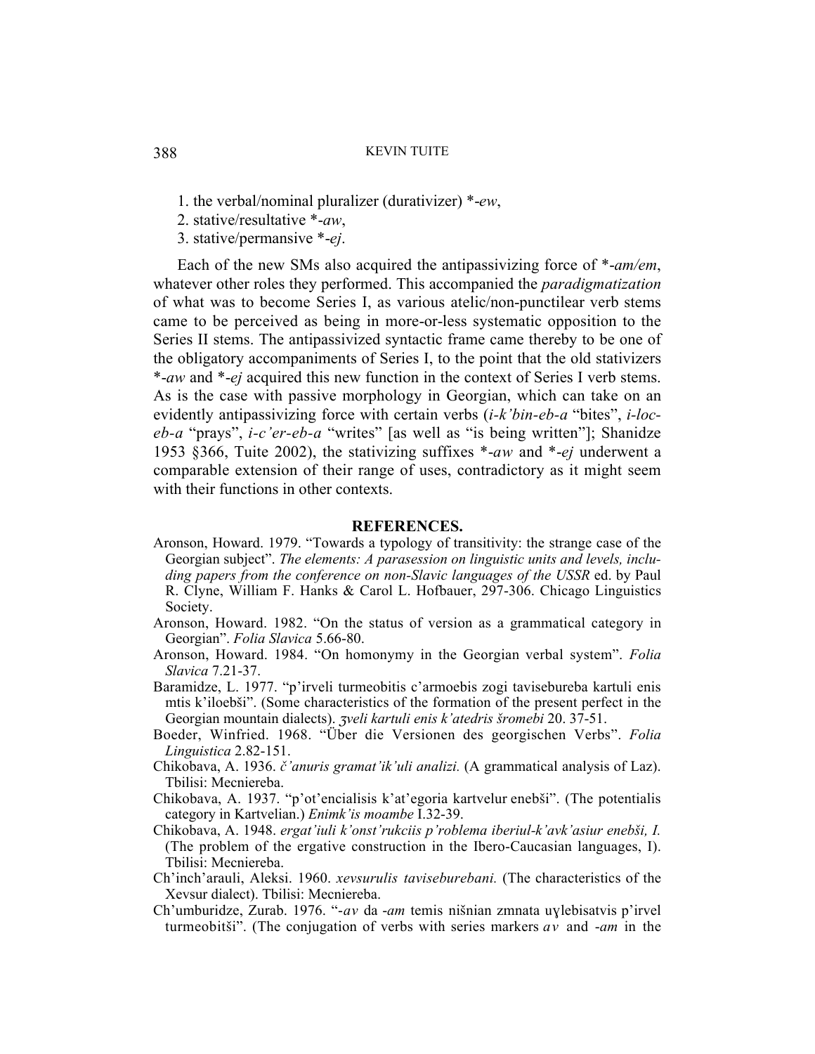1. the verbal/nominal pluralizer (durativizer) *-*ew*,
2. stative/resultative *-*aw*,
3. stative/permansive *-*ej*.

Each of the new SMs also acquired the antipassivizing force of *-*am/em*, whatever other roles they performed. This accompanied the *paradigmatization* of what was to become Series I, as various atelic/non-punctilear verb stems came to be perceived as being in more-or-less systematic opposition to the Series II stems. The antipassivized syntactic frame came thereby to be one of the obligatory accompaniments of Series I, to the point that the old stativizers *-*aw* and *-*ej* acquired this new function in the context of Series I verb stems. As is the case with passive morphology in Georgian, which can take on an evidently antipassivizing force with certain verbs (*i-k'bin-eb-a* "bites", *i-loc-eb-a* "prays", *i-c'er-eb-a* "writes" [as well as "is being written"]; Shanidze 1953 §366, Tuite 2002), the stativizing suffixes *-*aw* and *-*ej* underwent a comparable extension of their range of uses, contradictory as it might seem with their functions in other contexts.

## REFERENCES.

Aronson, Howard. 1979. "Towards a typology of transitivity: the strange case of the Georgian subject". *The elements: A parasession on linguistic units and levels, including papers from the conference on non-Slavic languages of the USSR* ed. by Paul R. Clyne, William F. Hanks & Carol L. Hofbauer, 297-306. Chicago Linguistics Society.

Aronson, Howard. 1982. "On the status of version as a grammatical category in Georgian". *Folia Slavica* 5.66-80.

Aronson, Howard. 1984. "On homonymy in the Georgian verbal system". *Folia Slavica* 7.21-37.

Baramidze, L. 1977. "p'irveli turmeobitis c'armoebis zogi tavisebureba kartuli enis mtis k'iloebši". (Some characteristics of the formation of the present perfect in the Georgian mountain dialects). *ʒveli kartuli enis k'atedris šromebi* 20. 37-51.

Boeder, Winfried. 1968. "Über die Versionen des georgischen Verbs". *Folia Linguistica* 2.82-151.

Chikobava, A. 1936. *č'anuris gramat'ik'uli analizi.* (A grammatical analysis of Laz). Tbilisi: Mecniereba.

Chikobava, A. 1937. "p'ot'encialisis k'at'egoria kartvelur enebši". (The potentialis category in Kartvelian.) *Enimk'is moambe* I.32-39.

Chikobava, A. 1948. *ergat'iuli k'onst'rukciis p'roblema iberiul-k'avk'asiur enebši, I.* (The problem of the ergative construction in the Ibero-Caucasian languages, I). Tbilisi: Mecniereba.

Ch'inch'arauli, Aleksi. 1960. *xevsurulis taviseburebani.* (The characteristics of the Xevsur dialect). Tbilisi: Mecniereba.

Ch'umburidze, Zurab. 1976. "-*av* da -*am* temis nišnian zmnata uɣlebisatvis p'irvel turmeobitši". (The conjugation of verbs with series markers *av* and -*am* in the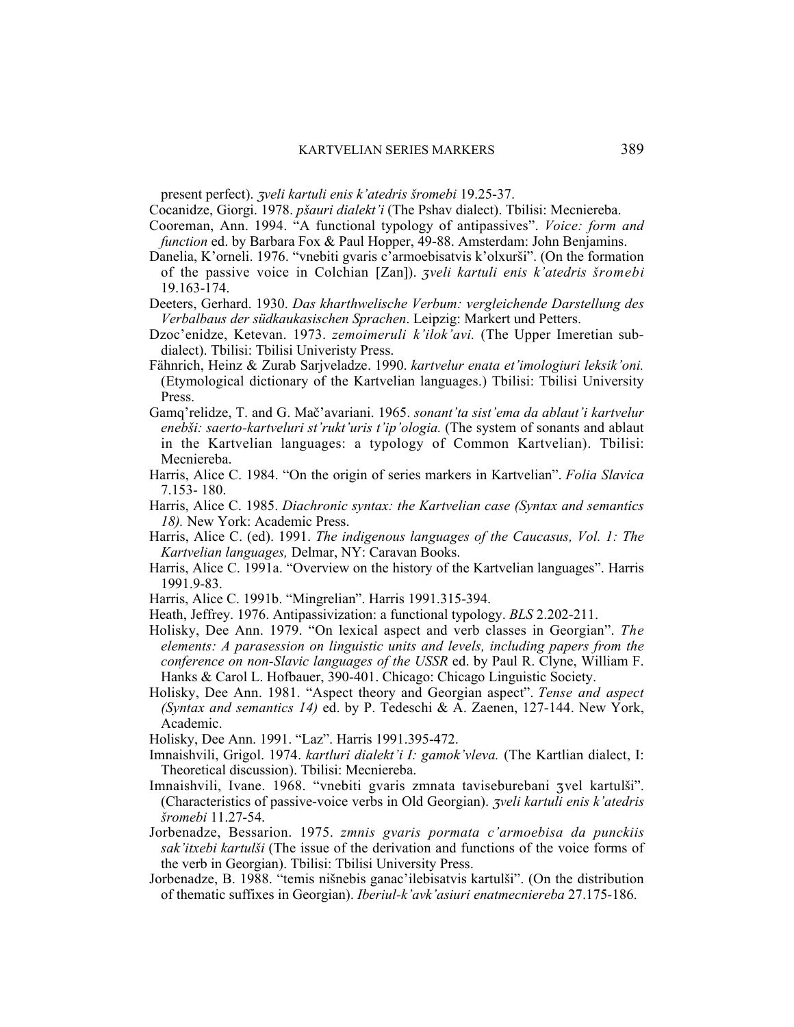present perfect). *ʒveli kartuli enis k'atedris šromebi* 19.25-37.

Cocanidze, Giorgi. 1978. *pšauri dialekt'i* (The Pshav dialect). Tbilisi: Mecniereba.

Cooreman, Ann. 1994. "A functional typology of antipassives". *Voice: form and function* ed. by Barbara Fox & Paul Hopper, 49-88. Amsterdam: John Benjamins.

Danelia, K'orneli. 1976. "vnebiti gvaris c'armoebisatvis k'olxurši". (On the formation of the passive voice in Colchian [Zan]). *ʒveli kartuli enis k'atedris šromebi* 19.163-174.

Deeters, Gerhard. 1930. *Das kharthwelische Verbum: vergleichende Darstellung des Verbalbaus der südkaukasischen Sprachen*. Leipzig: Markert und Petters.

Dzoc'enidze, Ketevan. 1973. *zemoimeruli k'ilok'avi.* (The Upper Imeretian sub-dialect). Tbilisi: Tbilisi Univeristy Press.

Fähnrich, Heinz & Zurab Sarjveladze. 1990. *kartvelur enata et'imologiuri leksik'oni.* (Etymological dictionary of the Kartvelian languages.) Tbilisi: Tbilisi University Press.

Gamq'relidze, T. and G. Mač'avariani. 1965. *sonant'ta sist'ema da ablaut'i kartvelur enebši: saerto-kartveluri st'rukt'uris t'ip'ologia.* (The system of sonants and ablaut in the Kartvelian languages: a typology of Common Kartvelian). Tbilisi: Mecniereba.

Harris, Alice C. 1984. "On the origin of series markers in Kartvelian". *Folia Slavica* 7.153- 180.

Harris, Alice C. 1985. *Diachronic syntax: the Kartvelian case (Syntax and semantics 18).* New York: Academic Press.

Harris, Alice C. (ed). 1991. *The indigenous languages of the Caucasus, Vol. 1: The Kartvelian languages,* Delmar, NY: Caravan Books.

Harris, Alice C. 1991a. "Overview on the history of the Kartvelian languages". Harris 1991.9-83.

Harris, Alice C. 1991b. "Mingrelian". Harris 1991.315-394.

Heath, Jeffrey. 1976. Antipassivization: a functional typology. *BLS* 2.202-211.

Holisky, Dee Ann. 1979. "On lexical aspect and verb classes in Georgian". *The elements: A parasession on linguistic units and levels, including papers from the conference on non-Slavic languages of the USSR* ed. by Paul R. Clyne, William F. Hanks & Carol L. Hofbauer, 390-401. Chicago: Chicago Linguistic Society.

Holisky, Dee Ann. 1981. "Aspect theory and Georgian aspect". *Tense and aspect (Syntax and semantics 14)* ed. by P. Tedeschi & A. Zaenen, 127-144. New York, Academic.

Holisky, Dee Ann. 1991. "Laz". Harris 1991.395-472.

Imnaishvili, Grigol. 1974. *kartluri dialekt'i I: gamok'vleva.* (The Kartlian dialect, I: Theoretical discussion). Tbilisi: Mecniereba.

Imnaishvili, Ivane. 1968. "vnebiti gvaris zmnata taviseburebani ʒvel kartulši". (Characteristics of passive-voice verbs in Old Georgian). *ʒveli kartuli enis k'atedris šromebi* 11.27-54.

Jorbenadze, Bessarion. 1975. *zmnis gvaris pormata c'armoebisa da punckiis sak'itxebi kartulši* (The issue of the derivation and functions of the voice forms of the verb in Georgian). Tbilisi: Tbilisi University Press.

Jorbenadze, B. 1988. "temis nišnebis ganac'ilebisatvis kartulši". (On the distribution of thematic suffixes in Georgian). *Iberiul-k'avk'asiuri enatmecniereba* 27.175-186.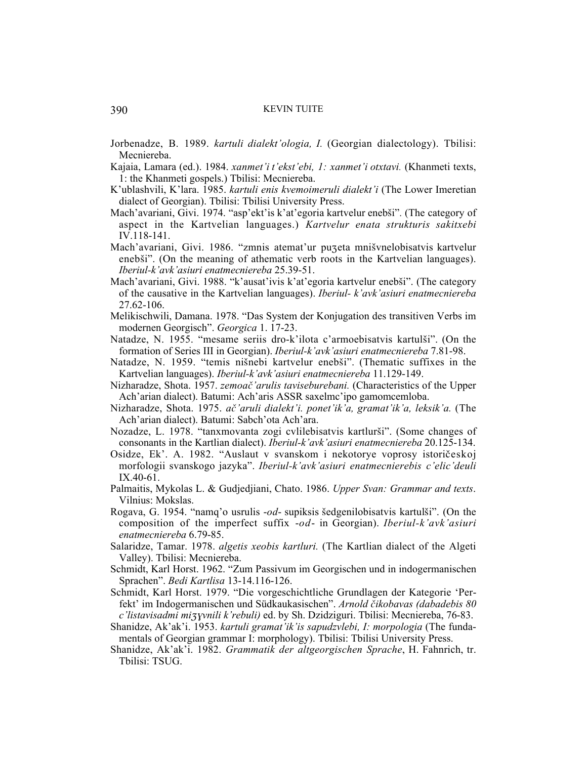Jorbenadze, B. 1989. *kartuli dialekt'ologia, I.* (Georgian dialectology). Tbilisi: Mecniereba.

Kajaia, Lamara (ed.). 1984. *xanmet'i t'ekst'ebi, 1: xanmet'i otxtavi.* (Khanmeti texts, 1: the Khanmeti gospels.) Tbilisi: Mecniereba.

K'ublashvili, K'lara. 1985. *kartuli enis kvemoimeruli dialekt'i* (The Lower Imeretian dialect of Georgian). Tbilisi: Tbilisi University Press.

Mach'avariani, Givi. 1974. "asp'ekt'is k'at'egoria kartvelur enebši". (The category of aspect in the Kartvelian languages.) *Kartvelur enata strukturis sakitxebi* IV.118-141.

Mach'avariani, Givi. 1986. "zmnis atemat'ur puʒeta mnišvnelobisatvis kartvelur enebši". (On the meaning of athematic verb roots in the Kartvelian languages). *Iberiul-k'avk'asiuri enatmecniereba* 25.39-51.

Mach'avariani, Givi. 1988. "k'ausat'ivis k'at'egoria kartvelur enebši". (The category of the causative in the Kartvelian languages). *Iberiul- k'avk'asiuri enatmecniereba* 27.62-106.

Melikischwili, Damana. 1978. "Das System der Konjugation des transitiven Verbs im modernen Georgisch". *Georgica* 1. 17-23.

Natadze, N. 1955. "mesame seriis dro-k'ilota c'armoebisatvis kartulši". (On the formation of Series III in Georgian). *Iberiul-k'avk'asiuri enatmecniereba* 7.81-98.

Natadze, N. 1959. "temis nišnebi kartvelur enebši". (Thematic suffixes in the Kartvelian languages). *Iberiul-k'avk'asiuri enatmecniereba* 11.129-149.

Nizharadze, Shota. 1957. *zemoač'arulis taviseburebani.* (Characteristics of the Upper Ach'arian dialect). Batumi: Ach'aris ASSR saxelmc'ipo gamomcemloba.

Nizharadze, Shota. 1975. *ač'aruli dialekt'i. ponet'ik'a, gramat'ik'a, leksik'a.* (The Ach'arian dialect). Batumi: Sabch'ota Ach'ara.

Nozadze, L. 1978. "tanxmovanta zogi cvlilebisatvis kartlurši". (Some changes of consonants in the Kartlian dialect). *Iberiul-k'avk'asiuri enatmecniereba* 20.125-134.

Osidze, Ek'. A. 1982. "Auslaut v svanskom i nekotorye voprosy istoričeskoj morfologii svanskogo jazyka". *Iberiul-k'avk'asiuri enatmecnierebis c'elic'deuli* IX.40-61.

Palmaitis, Mykolas L. & Gudjedjiani, Chato. 1986. *Upper Svan: Grammar and texts*. Vilnius: Mokslas.

Rogava, G. 1954. "namq'o usrulis *-od-* supiksis šedgenilobisatvis kartulši". (On the composition of the imperfect suffix *-od-* in Georgian). *Iberiul-k'avk'asiuri enatmecniereba* 6.79-85.

Salaridze, Tamar. 1978. *algetis xeobis kartluri.* (The Kartlian dialect of the Algeti Valley). Tbilisi: Mecniereba.

Schmidt, Karl Horst. 1962. "Zum Passivum im Georgischen und in indogermanischen Sprachen". *Bedi Kartlisa* 13-14.116-126.

Schmidt, Karl Horst. 1979. "Die vorgeschichtliche Grundlagen der Kategorie 'Perfekt' im Indogermanischen und Südkaukasischen". *Arnold čikobavas (dabadebis 80 c'listavisadmi miʒɣvnili k'rebuli)* ed. by Sh. Dzidziguri. Tbilisi: Mecniereba, 76-83.

Shanidze, Ak'ak'i. 1953. *kartuli gramat'ik'is sapudzvlebi, I: morpologia* (The fundamentals of Georgian grammar I: morphology). Tbilisi: Tbilisi University Press.

Shanidze, Ak'ak'i. 1982. *Grammatik der altgeorgischen Sprache*, H. Fahnrich, tr. Tbilisi: TSUG.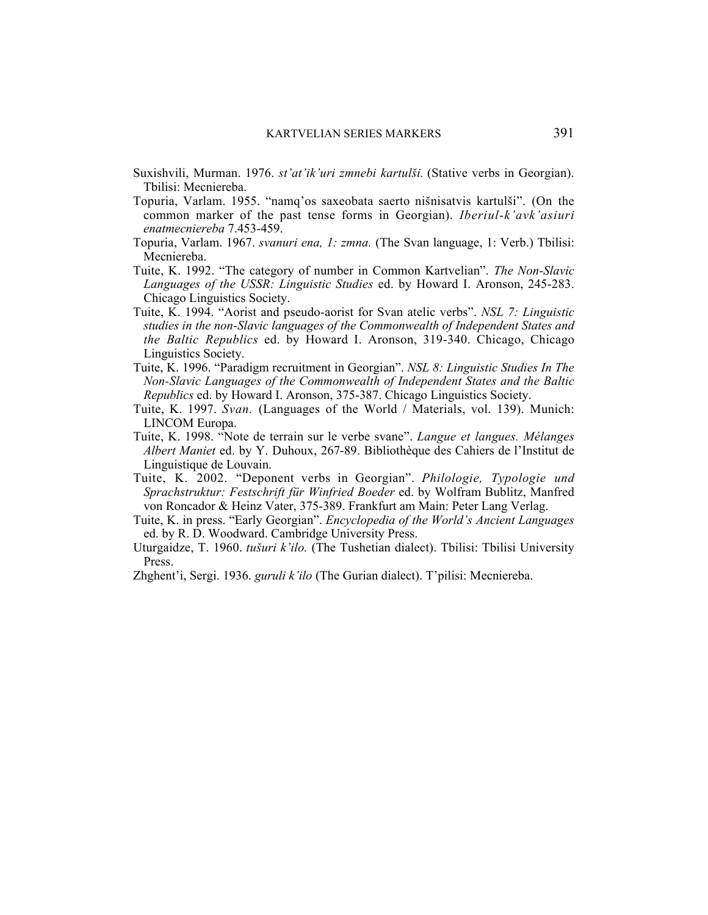Suxishvili, Murman. 1976. *st'at'ik'uri zmnebi kartulši.* (Stative verbs in Georgian). Tbilisi: Mecniereba.

Topuria, Varlam. 1955. "namq'os saxeobata saerto nišnisatvis kartulši". (On the common marker of the past tense forms in Georgian). *Iberiul-k'avk'asiuri enatmecniereba* 7.453-459.

Topuria, Varlam. 1967. *svanuri ena, 1: zmna.* (The Svan language, 1: Verb.) Tbilisi: Mecniereba.

Tuite, K. 1992. "The category of number in Common Kartvelian". *The Non-Slavic Languages of the USSR: Linguistic Studies* ed. by Howard I. Aronson, 245-283. Chicago Linguistics Society.

Tuite, K. 1994. "Aorist and pseudo-aorist for Svan atelic verbs". *NSL 7: Linguistic studies in the non-Slavic languages of the Commonwealth of Independent States and the Baltic Republics* ed. by Howard I. Aronson, 319-340. Chicago, Chicago Linguistics Society.

Tuite, K. 1996. "Paradigm recruitment in Georgian". *NSL 8: Linguistic Studies In The Non-Slavic Languages of the Commonwealth of Independent States and the Baltic Republics* ed. by Howard I. Aronson, 375-387. Chicago Linguistics Society.

Tuite, K. 1997. *Svan.* (Languages of the World / Materials, vol. 139). Munich: LINCOM Europa.

Tuite, K. 1998. "Note de terrain sur le verbe svane". *Langue et langues. Mélanges Albert Maniet* ed. by Y. Duhoux, 267-89. Bibliothèque des Cahiers de l'Institut de Linguistique de Louvain.

Tuite, K. 2002. "Deponent verbs in Georgian". *Philologie, Typologie und Sprachstruktur: Festschrift für Winfried Boeder* ed. by Wolfram Bublitz, Manfred von Roncador & Heinz Vater, 375-389. Frankfurt am Main: Peter Lang Verlag.

Tuite, K. in press. "Early Georgian". *Encyclopedia of the World's Ancient Languages* ed. by R. D. Woodward. Cambridge University Press.

Uturgaidze, T. 1960. *tušuri k'ilo.* (The Tushetian dialect). Tbilisi: Tbilisi University Press.

Zhghent'i, Sergi. 1936. *guruli k'ilo* (The Gurian dialect). T'pilisi: Mecniereba.